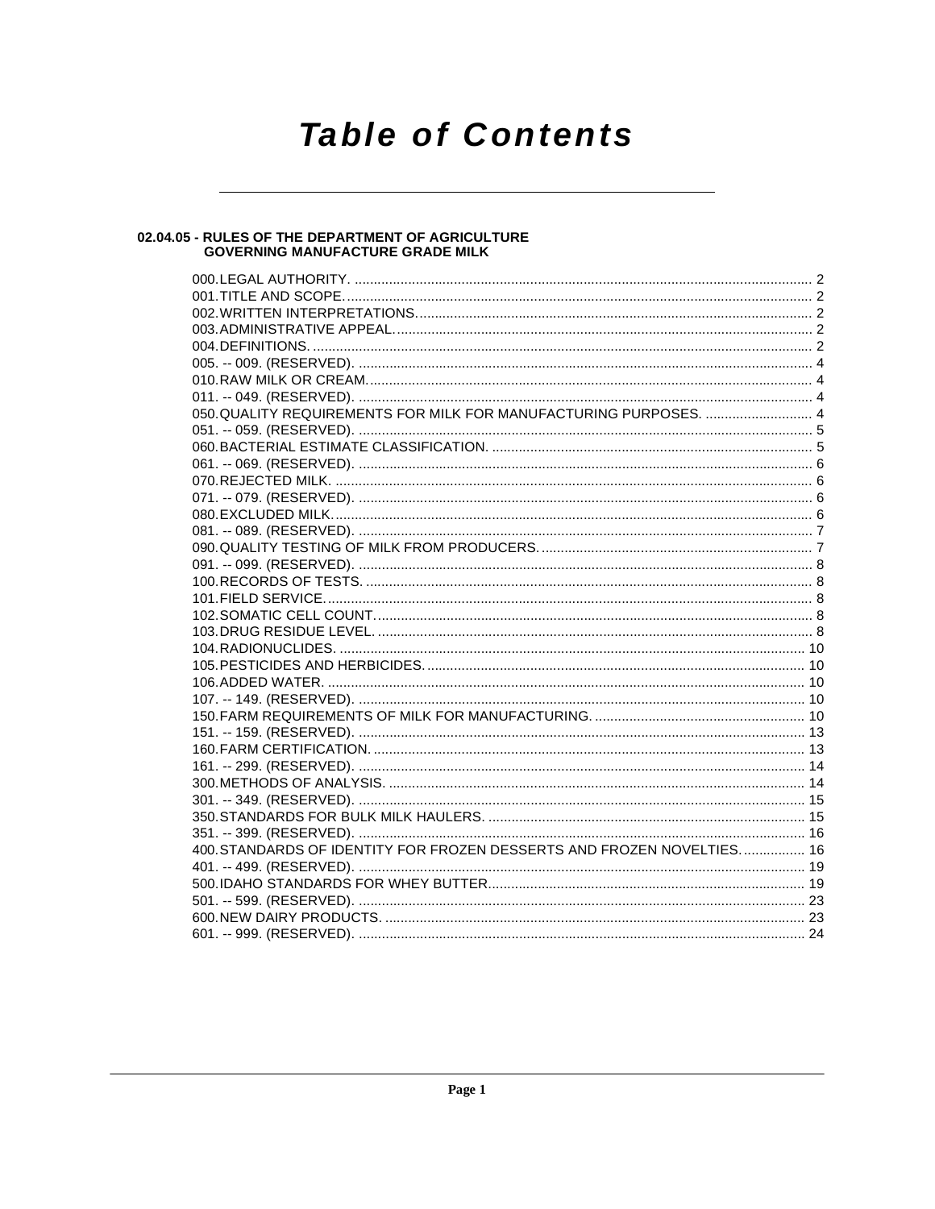# Table of Contents

## 02.04.05 - RULES OF THE DEPARTMENT OF AGRICULTURE GOVERNING MANUFACTURE GRADE MILK

000.LEGAL AUTHORITY. .......... 2
001.TITLE AND SCOPE. .......... 2
002.WRITTEN INTERPRETATIONS. .......... 2
003.ADMINISTRATIVE APPEAL. .......... 2
004.DEFINITIONS. .......... 2
005. -- 009. (RESERVED). .......... 4
010.RAW MILK OR CREAM. .......... 4
011. -- 049. (RESERVED). .......... 4
050.QUALITY REQUIREMENTS FOR MILK FOR MANUFACTURING PURPOSES. .......... 4
051. -- 059. (RESERVED). .......... 5
060.BACTERIAL ESTIMATE CLASSIFICATION. .......... 5
061. -- 069. (RESERVED). .......... 6
070.REJECTED MILK. .......... 6
071. -- 079. (RESERVED). .......... 6
080.EXCLUDED MILK. .......... 6
081. -- 089. (RESERVED). .......... 7
090.QUALITY TESTING OF MILK FROM PRODUCERS. .......... 7
091. -- 099. (RESERVED). .......... 8
100.RECORDS OF TESTS. .......... 8
101.FIELD SERVICE. .......... 8
102.SOMATIC CELL COUNT. .......... 8
103.DRUG RESIDUE LEVEL. .......... 8
104.RADIONUCLIDES. .......... 10
105.PESTICIDES AND HERBICIDES. .......... 10
106.ADDED WATER. .......... 10
107. -- 149. (RESERVED). .......... 10
150.FARM REQUIREMENTS OF MILK FOR MANUFACTURING. .......... 10
151. -- 159. (RESERVED). .......... 13
160.FARM CERTIFICATION. .......... 13
161. -- 299. (RESERVED). .......... 14
300.METHODS OF ANALYSIS. .......... 14
301. -- 349. (RESERVED). .......... 15
350.STANDARDS FOR BULK MILK HAULERS. .......... 15
351. -- 399. (RESERVED). .......... 16
400.STANDARDS OF IDENTITY FOR FROZEN DESSERTS AND FROZEN NOVELTIES. .......... 16
401. -- 499. (RESERVED). .......... 19
500.IDAHO STANDARDS FOR WHEY BUTTER. .......... 19
501. -- 599. (RESERVED). .......... 23
600.NEW DAIRY PRODUCTS. .......... 23
601. -- 999. (RESERVED). .......... 24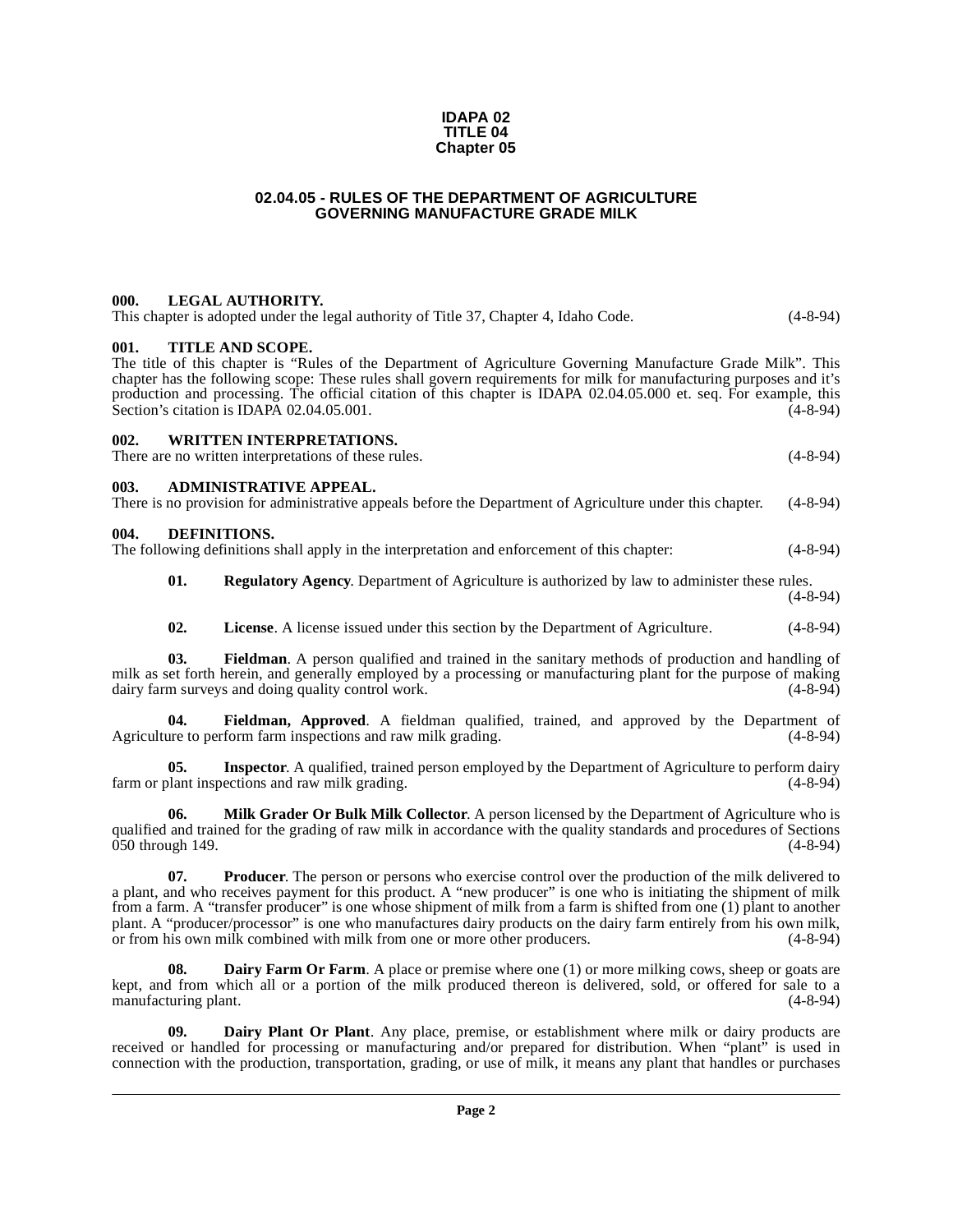**IDAPA 02**
**TITLE 04**
**Chapter 05**

# 02.04.05 - RULES OF THE DEPARTMENT OF AGRICULTURE GOVERNING MANUFACTURE GRADE MILK

**000. LEGAL AUTHORITY.**
This chapter is adopted under the legal authority of Title 37, Chapter 4, Idaho Code. (4-8-94)

**001. TITLE AND SCOPE.**
The title of this chapter is "Rules of the Department of Agriculture Governing Manufacture Grade Milk". This chapter has the following scope: These rules shall govern requirements for milk for manufacturing purposes and it's production and processing. The official citation of this chapter is IDAPA 02.04.05.000 et. seq. For example, this Section's citation is IDAPA 02.04.05.001. (4-8-94)

**002. WRITTEN INTERPRETATIONS.**
There are no written interpretations of these rules. (4-8-94)

**003. ADMINISTRATIVE APPEAL.**
There is no provision for administrative appeals before the Department of Agriculture under this chapter. (4-8-94)

**004. DEFINITIONS.**
The following definitions shall apply in the interpretation and enforcement of this chapter: (4-8-94)

**01. Regulatory Agency**. Department of Agriculture is authorized by law to administer these rules. (4-8-94)

**02. License**. A license issued under this section by the Department of Agriculture. (4-8-94)

**03. Fieldman**. A person qualified and trained in the sanitary methods of production and handling of milk as set forth herein, and generally employed by a processing or manufacturing plant for the purpose of making dairy farm surveys and doing quality control work. (4-8-94)

**04. Fieldman, Approved**. A fieldman qualified, trained, and approved by the Department of Agriculture to perform farm inspections and raw milk grading. (4-8-94)

**05. Inspector**. A qualified, trained person employed by the Department of Agriculture to perform dairy farm or plant inspections and raw milk grading. (4-8-94)

**06. Milk Grader Or Bulk Milk Collector**. A person licensed by the Department of Agriculture who is qualified and trained for the grading of raw milk in accordance with the quality standards and procedures of Sections 050 through 149. (4-8-94)

**07. Producer**. The person or persons who exercise control over the production of the milk delivered to a plant, and who receives payment for this product. A "new producer" is one who is initiating the shipment of milk from a farm. A "transfer producer" is one whose shipment of milk from a farm is shifted from one (1) plant to another plant. A "producer/processor" is one who manufactures dairy products on the dairy farm entirely from his own milk, or from his own milk combined with milk from one or more other producers. (4-8-94)

**08. Dairy Farm Or Farm**. A place or premise where one (1) or more milking cows, sheep or goats are kept, and from which all or a portion of the milk produced thereon is delivered, sold, or offered for sale to a manufacturing plant. (4-8-94)

**09. Dairy Plant Or Plant**. Any place, premise, or establishment where milk or dairy products are received or handled for processing or manufacturing and/or prepared for distribution. When "plant" is used in connection with the production, transportation, grading, or use of milk, it means any plant that handles or purchases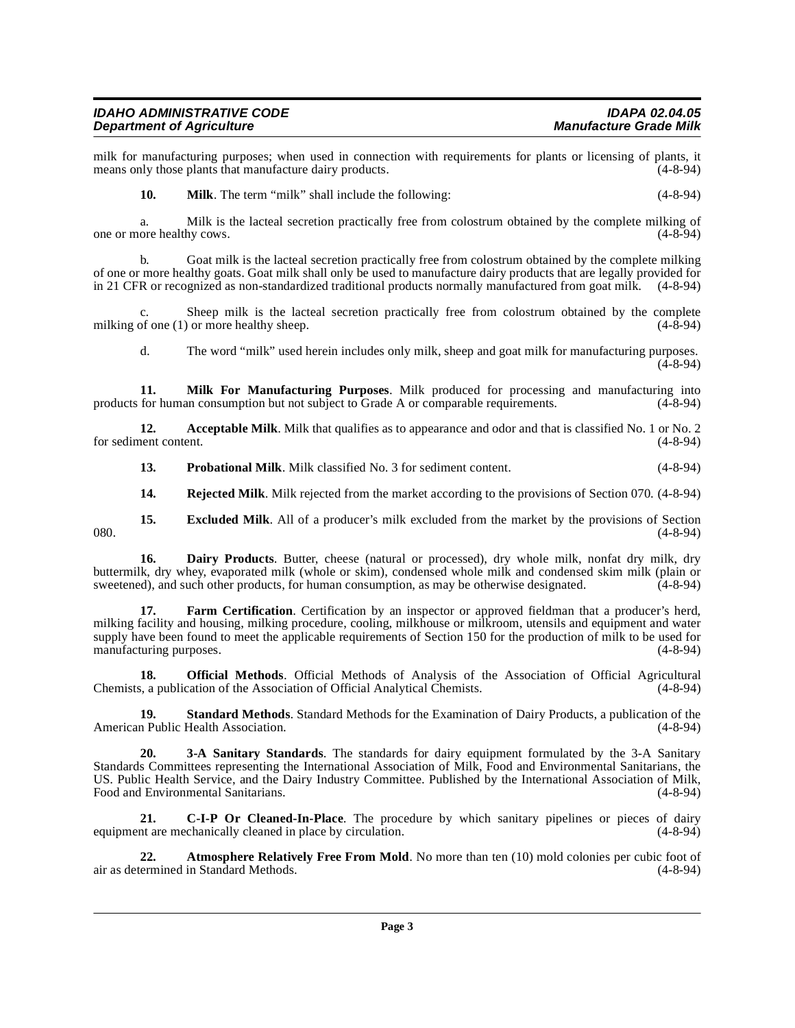milk for manufacturing purposes; when used in connection with requirements for plants or licensing of plants, it means only those plants that manufacture dairy products. (4-8-94)

**10. Milk**. The term "milk" shall include the following: (4-8-94)

a. Milk is the lacteal secretion practically free from colostrum obtained by the complete milking of one or more healthy cows. (4-8-94)

b. Goat milk is the lacteal secretion practically free from colostrum obtained by the complete milking of one or more healthy goats. Goat milk shall only be used to manufacture dairy products that are legally provided for in 21 CFR or recognized as non-standardized traditional products normally manufactured from goat milk. (4-8-94)

c. Sheep milk is the lacteal secretion practically free from colostrum obtained by the complete milking of one (1) or more healthy sheep. (4-8-94)

d. The word "milk" used herein includes only milk, sheep and goat milk for manufacturing purposes. (4-8-94)

**11. Milk For Manufacturing Purposes**. Milk produced for processing and manufacturing into products for human consumption but not subject to Grade A or comparable requirements. (4-8-94)

**12. Acceptable Milk**. Milk that qualifies as to appearance and odor and that is classified No. 1 or No. 2 for sediment content. (4-8-94)

**13. Probational Milk**. Milk classified No. 3 for sediment content. (4-8-94)

**14. Rejected Milk**. Milk rejected from the market according to the provisions of Section 070. (4-8-94)

**15. Excluded Milk**. All of a producer's milk excluded from the market by the provisions of Section 080. (4-8-94)

**16. Dairy Products**. Butter, cheese (natural or processed), dry whole milk, nonfat dry milk, dry buttermilk, dry whey, evaporated milk (whole or skim), condensed whole milk and condensed skim milk (plain or sweetened), and such other products, for human consumption, as may be otherwise designated. (4-8-94)

**17. Farm Certification**. Certification by an inspector or approved fieldman that a producer's herd, milking facility and housing, milking procedure, cooling, milkhouse or milkroom, utensils and equipment and water supply have been found to meet the applicable requirements of Section 150 for the production of milk to be used for manufacturing purposes. (4-8-94)

**18. Official Methods**. Official Methods of Analysis of the Association of Official Agricultural Chemists, a publication of the Association of Official Analytical Chemists. (4-8-94)

**19. Standard Methods**. Standard Methods for the Examination of Dairy Products, a publication of the American Public Health Association. (4-8-94)

**20. 3-A Sanitary Standards**. The standards for dairy equipment formulated by the 3-A Sanitary Standards Committees representing the International Association of Milk, Food and Environmental Sanitarians, the US. Public Health Service, and the Dairy Industry Committee. Published by the International Association of Milk, Food and Environmental Sanitarians. (4-8-94)

**21. C-I-P Or Cleaned-In-Place**. The procedure by which sanitary pipelines or pieces of dairy equipment are mechanically cleaned in place by circulation. (4-8-94)

**22. Atmosphere Relatively Free From Mold**. No more than ten (10) mold colonies per cubic foot of air as determined in Standard Methods. (4-8-94)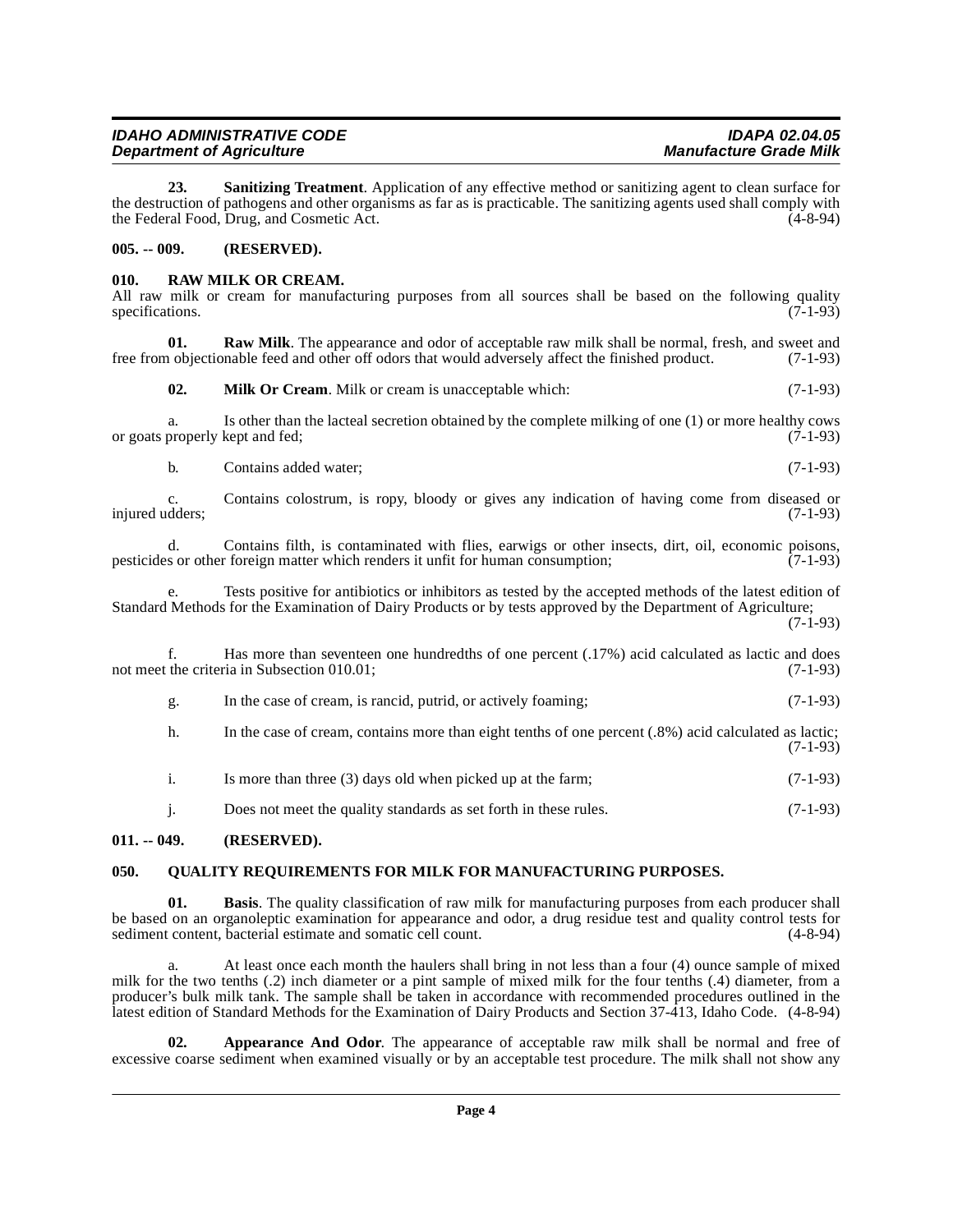**23. Sanitizing Treatment**. Application of any effective method or sanitizing agent to clean surface for the destruction of pathogens and other organisms as far as is practicable. The sanitizing agents used shall comply with the Federal Food, Drug, and Cosmetic Act. (4-8-94)

## 005. -- 009. (RESERVED).

## 010. RAW MILK OR CREAM.

All raw milk or cream for manufacturing purposes from all sources shall be based on the following quality specifications. (7-1-93)

**01. Raw Milk**. The appearance and odor of acceptable raw milk shall be normal, fresh, and sweet and free from objectionable feed and other off odors that would adversely affect the finished product. (7-1-93)

**02. Milk Or Cream**. Milk or cream is unacceptable which: (7-1-93)

a. Is other than the lacteal secretion obtained by the complete milking of one (1) or more healthy cows or goats properly kept and fed; (7-1-93)

b. Contains added water; (7-1-93)

c. Contains colostrum, is ropy, bloody or gives any indication of having come from diseased or injured udders; (7-1-93)

d. Contains filth, is contaminated with flies, earwigs or other insects, dirt, oil, economic poisons, pesticides or other foreign matter which renders it unfit for human consumption; (7-1-93)

e. Tests positive for antibiotics or inhibitors as tested by the accepted methods of the latest edition of Standard Methods for the Examination of Dairy Products or by tests approved by the Department of Agriculture; (7-1-93)

f. Has more than seventeen one hundredths of one percent (.17%) acid calculated as lactic and does not meet the criteria in Subsection 010.01; (7-1-93)

g. In the case of cream, is rancid, putrid, or actively foaming; (7-1-93)

h. In the case of cream, contains more than eight tenths of one percent (.8%) acid calculated as lactic; (7-1-93)

i. Is more than three (3) days old when picked up at the farm; (7-1-93)

j. Does not meet the quality standards as set forth in these rules. (7-1-93)

## 011. -- 049. (RESERVED).

## 050. QUALITY REQUIREMENTS FOR MILK FOR MANUFACTURING PURPOSES.

**01. Basis**. The quality classification of raw milk for manufacturing purposes from each producer shall be based on an organoleptic examination for appearance and odor, a drug residue test and quality control tests for sediment content, bacterial estimate and somatic cell count. (4-8-94)

a. At least once each month the haulers shall bring in not less than a four (4) ounce sample of mixed milk for the two tenths (.2) inch diameter or a pint sample of mixed milk for the four tenths (.4) diameter, from a producer's bulk milk tank. The sample shall be taken in accordance with recommended procedures outlined in the latest edition of Standard Methods for the Examination of Dairy Products and Section 37-413, Idaho Code. (4-8-94)

**02. Appearance And Odor**. The appearance of acceptable raw milk shall be normal and free of excessive coarse sediment when examined visually or by an acceptable test procedure. The milk shall not show any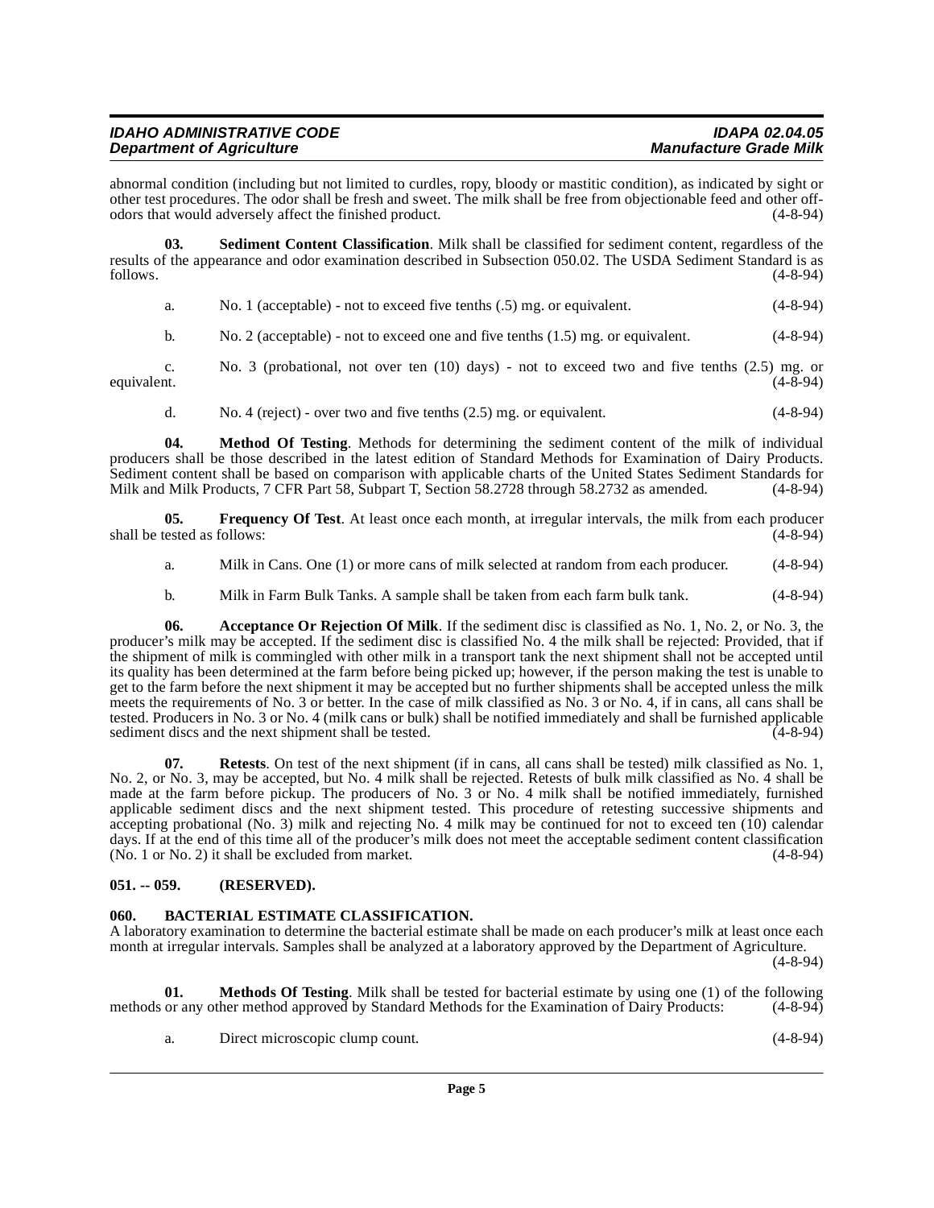abnormal condition (including but not limited to curdles, ropy, bloody or mastitic condition), as indicated by sight or other test procedures. The odor shall be fresh and sweet. The milk shall be free from objectionable feed and other off-odors that would adversely affect the finished product. (4-8-94)

**03. Sediment Content Classification**. Milk shall be classified for sediment content, regardless of the results of the appearance and odor examination described in Subsection 050.02. The USDA Sediment Standard is as follows. (4-8-94)

a. No. 1 (acceptable) - not to exceed five tenths (.5) mg. or equivalent. (4-8-94)

b. No. 2 (acceptable) - not to exceed one and five tenths (1.5) mg. or equivalent. (4-8-94)

c. No. 3 (probational, not over ten (10) days) - not to exceed two and five tenths (2.5) mg. or equivalent. (4-8-94)

d. No. 4 (reject) - over two and five tenths (2.5) mg. or equivalent. (4-8-94)

**04. Method Of Testing**. Methods for determining the sediment content of the milk of individual producers shall be those described in the latest edition of Standard Methods for Examination of Dairy Products. Sediment content shall be based on comparison with applicable charts of the United States Sediment Standards for Milk and Milk Products, 7 CFR Part 58, Subpart T, Section 58.2728 through 58.2732 as amended. (4-8-94)

**05. Frequency Of Test**. At least once each month, at irregular intervals, the milk from each producer shall be tested as follows: (4-8-94)

a. Milk in Cans. One (1) or more cans of milk selected at random from each producer. (4-8-94)

b. Milk in Farm Bulk Tanks. A sample shall be taken from each farm bulk tank. (4-8-94)

**06. Acceptance Or Rejection Of Milk**. If the sediment disc is classified as No. 1, No. 2, or No. 3, the producer's milk may be accepted. If the sediment disc is classified No. 4 the milk shall be rejected: Provided, that if the shipment of milk is commingled with other milk in a transport tank the next shipment shall not be accepted until its quality has been determined at the farm before being picked up; however, if the person making the test is unable to get to the farm before the next shipment it may be accepted but no further shipments shall be accepted unless the milk meets the requirements of No. 3 or better. In the case of milk classified as No. 3 or No. 4, if in cans, all cans shall be tested. Producers in No. 3 or No. 4 (milk cans or bulk) shall be notified immediately and shall be furnished applicable sediment discs and the next shipment shall be tested. (4-8-94)

**07. Retests**. On test of the next shipment (if in cans, all cans shall be tested) milk classified as No. 1, No. 2, or No. 3, may be accepted, but No. 4 milk shall be rejected. Retests of bulk milk classified as No. 4 shall be made at the farm before pickup. The producers of No. 3 or No. 4 milk shall be notified immediately, furnished applicable sediment discs and the next shipment tested. This procedure of retesting successive shipments and accepting probational (No. 3) milk and rejecting No. 4 milk may be continued for not to exceed ten (10) calendar days. If at the end of this time all of the producer's milk does not meet the acceptable sediment content classification (No. 1 or No. 2) it shall be excluded from market. (4-8-94)

## 051. -- 059. (RESERVED).

## 060. BACTERIAL ESTIMATE CLASSIFICATION.

A laboratory examination to determine the bacterial estimate shall be made on each producer's milk at least once each month at irregular intervals. Samples shall be analyzed at a laboratory approved by the Department of Agriculture. (4-8-94)

**01. Methods Of Testing**. Milk shall be tested for bacterial estimate by using one (1) of the following methods or any other method approved by Standard Methods for the Examination of Dairy Products: (4-8-94)

a. Direct microscopic clump count. (4-8-94)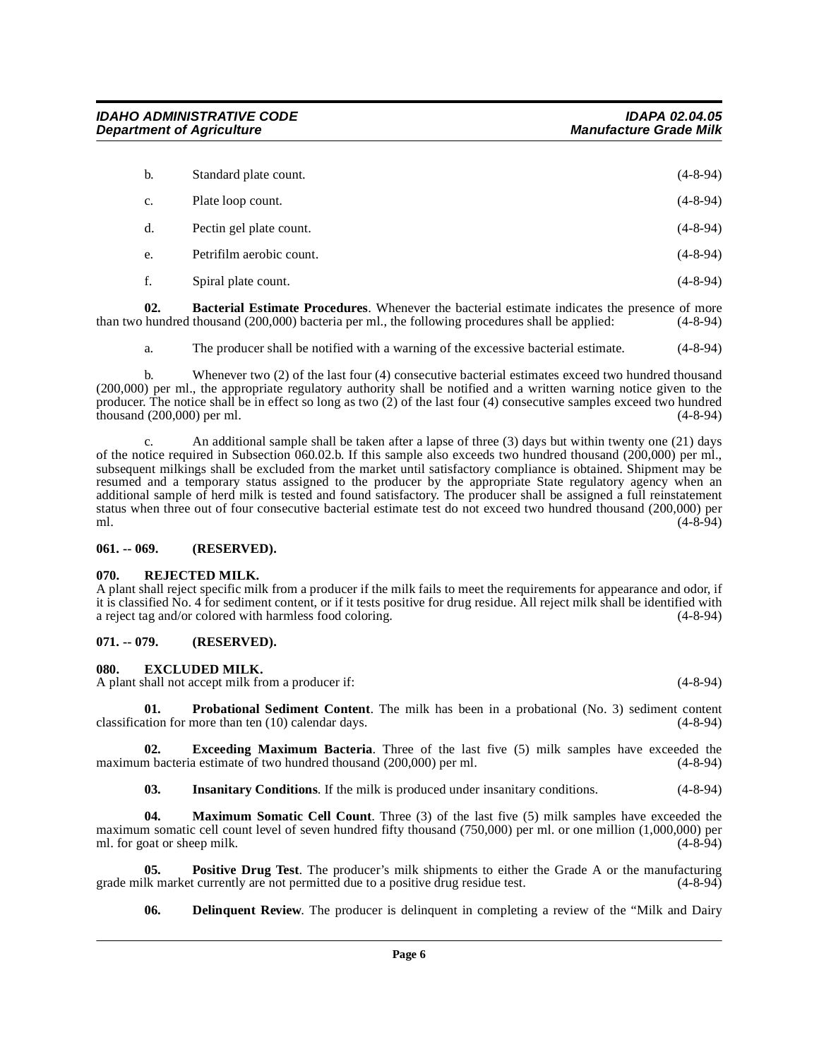b. Standard plate count. (4-8-94)

c. Plate loop count. (4-8-94)

d. Pectin gel plate count. (4-8-94)

e. Petrifilm aerobic count. (4-8-94)

f. Spiral plate count. (4-8-94)

**02. Bacterial Estimate Procedures**. Whenever the bacterial estimate indicates the presence of more than two hundred thousand (200,000) bacteria per ml., the following procedures shall be applied: (4-8-94)

a. The producer shall be notified with a warning of the excessive bacterial estimate. (4-8-94)

b. Whenever two (2) of the last four (4) consecutive bacterial estimates exceed two hundred thousand (200,000) per ml., the appropriate regulatory authority shall be notified and a written warning notice given to the producer. The notice shall be in effect so long as two (2) of the last four (4) consecutive samples exceed two hundred thousand (200,000) per ml. (4-8-94)

c. An additional sample shall be taken after a lapse of three (3) days but within twenty one (21) days of the notice required in Subsection 060.02.b. If this sample also exceeds two hundred thousand (200,000) per ml., subsequent milkings shall be excluded from the market until satisfactory compliance is obtained. Shipment may be resumed and a temporary status assigned to the producer by the appropriate State regulatory agency when an additional sample of herd milk is tested and found satisfactory. The producer shall be assigned a full reinstatement status when three out of four consecutive bacterial estimate test do not exceed two hundred thousand (200,000) per ml. (4-8-94)

## 061. -- 069. (RESERVED).

## 070. REJECTED MILK.

A plant shall reject specific milk from a producer if the milk fails to meet the requirements for appearance and odor, if it is classified No. 4 for sediment content, or if it tests positive for drug residue. All reject milk shall be identified with a reject tag and/or colored with harmless food coloring. (4-8-94)

## 071. -- 079. (RESERVED).

## 080. EXCLUDED MILK.

A plant shall not accept milk from a producer if: (4-8-94)

**01. Probational Sediment Content**. The milk has been in a probational (No. 3) sediment content classification for more than ten (10) calendar days. (4-8-94)

**02. Exceeding Maximum Bacteria**. Three of the last five (5) milk samples have exceeded the maximum bacteria estimate of two hundred thousand (200,000) per ml. (4-8-94)

**03. Insanitary Conditions**. If the milk is produced under insanitary conditions. (4-8-94)

**04. Maximum Somatic Cell Count**. Three (3) of the last five (5) milk samples have exceeded the maximum somatic cell count level of seven hundred fifty thousand (750,000) per ml. or one million (1,000,000) per ml. for goat or sheep milk. (4-8-94)

**05. Positive Drug Test**. The producer's milk shipments to either the Grade A or the manufacturing grade milk market currently are not permitted due to a positive drug residue test. (4-8-94)

**06. Delinquent Review**. The producer is delinquent in completing a review of the "Milk and Dairy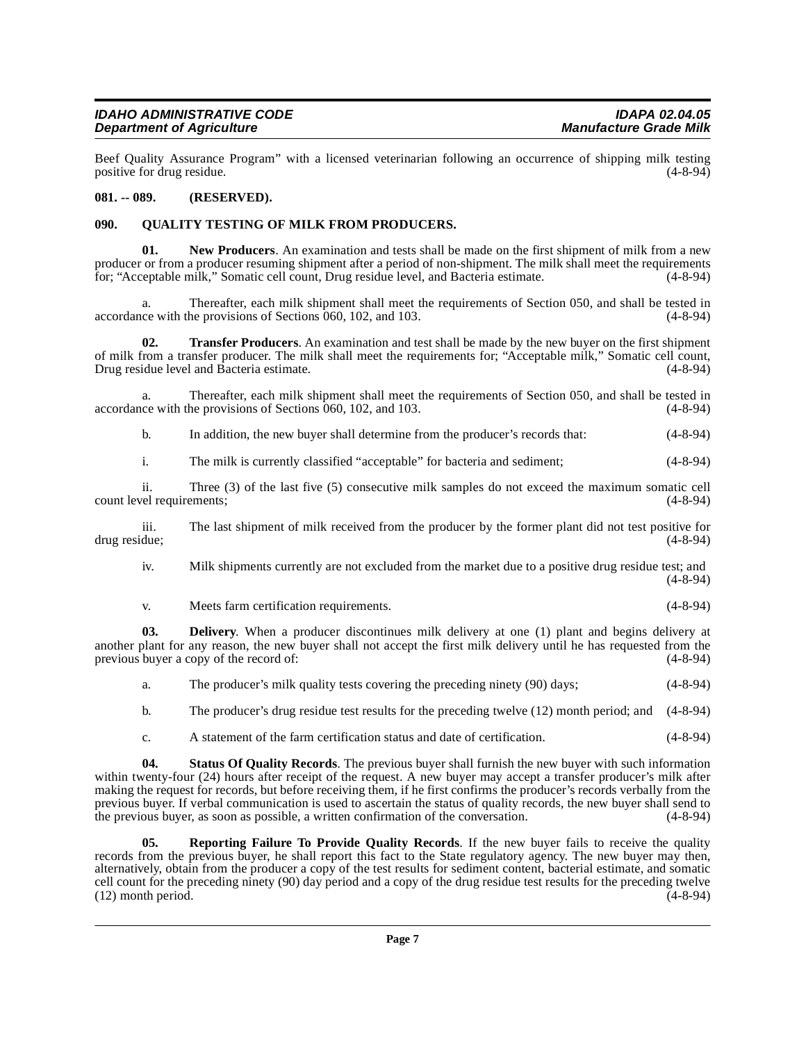Beef Quality Assurance Program" with a licensed veterinarian following an occurrence of shipping milk testing positive for drug residue. (4-8-94)

**081. -- 089. (RESERVED).**

**090. QUALITY TESTING OF MILK FROM PRODUCERS.**

**01. New Producers**. An examination and tests shall be made on the first shipment of milk from a new producer or from a producer resuming shipment after a period of non-shipment. The milk shall meet the requirements for; "Acceptable milk," Somatic cell count, Drug residue level, and Bacteria estimate. (4-8-94)

a. Thereafter, each milk shipment shall meet the requirements of Section 050, and shall be tested in accordance with the provisions of Sections 060, 102, and 103. (4-8-94)

**02. Transfer Producers**. An examination and test shall be made by the new buyer on the first shipment of milk from a transfer producer. The milk shall meet the requirements for; "Acceptable milk," Somatic cell count, Drug residue level and Bacteria estimate. (4-8-94)

a. Thereafter, each milk shipment shall meet the requirements of Section 050, and shall be tested in accordance with the provisions of Sections 060, 102, and 103. (4-8-94)

b. In addition, the new buyer shall determine from the producer's records that: (4-8-94)

i. The milk is currently classified "acceptable" for bacteria and sediment; (4-8-94)

ii. Three (3) of the last five (5) consecutive milk samples do not exceed the maximum somatic cell count level requirements; (4-8-94)

iii. The last shipment of milk received from the producer by the former plant did not test positive for drug residue; (4-8-94)

iv. Milk shipments currently are not excluded from the market due to a positive drug residue test; and (4-8-94)

v. Meets farm certification requirements. (4-8-94)

**03. Delivery**. When a producer discontinues milk delivery at one (1) plant and begins delivery at another plant for any reason, the new buyer shall not accept the first milk delivery until he has requested from the previous buyer a copy of the record of: (4-8-94)

a. The producer's milk quality tests covering the preceding ninety (90) days; (4-8-94)

b. The producer's drug residue test results for the preceding twelve (12) month period; and (4-8-94)

c. A statement of the farm certification status and date of certification. (4-8-94)

**04. Status Of Quality Records**. The previous buyer shall furnish the new buyer with such information within twenty-four (24) hours after receipt of the request. A new buyer may accept a transfer producer's milk after making the request for records, but before receiving them, if he first confirms the producer's records verbally from the previous buyer. If verbal communication is used to ascertain the status of quality records, the new buyer shall send to the previous buyer, as soon as possible, a written confirmation of the conversation. (4-8-94)

**05. Reporting Failure To Provide Quality Records**. If the new buyer fails to receive the quality records from the previous buyer, he shall report this fact to the State regulatory agency. The new buyer may then, alternatively, obtain from the producer a copy of the test results for sediment content, bacterial estimate, and somatic cell count for the preceding ninety (90) day period and a copy of the drug residue test results for the preceding twelve (12) month period. (4-8-94)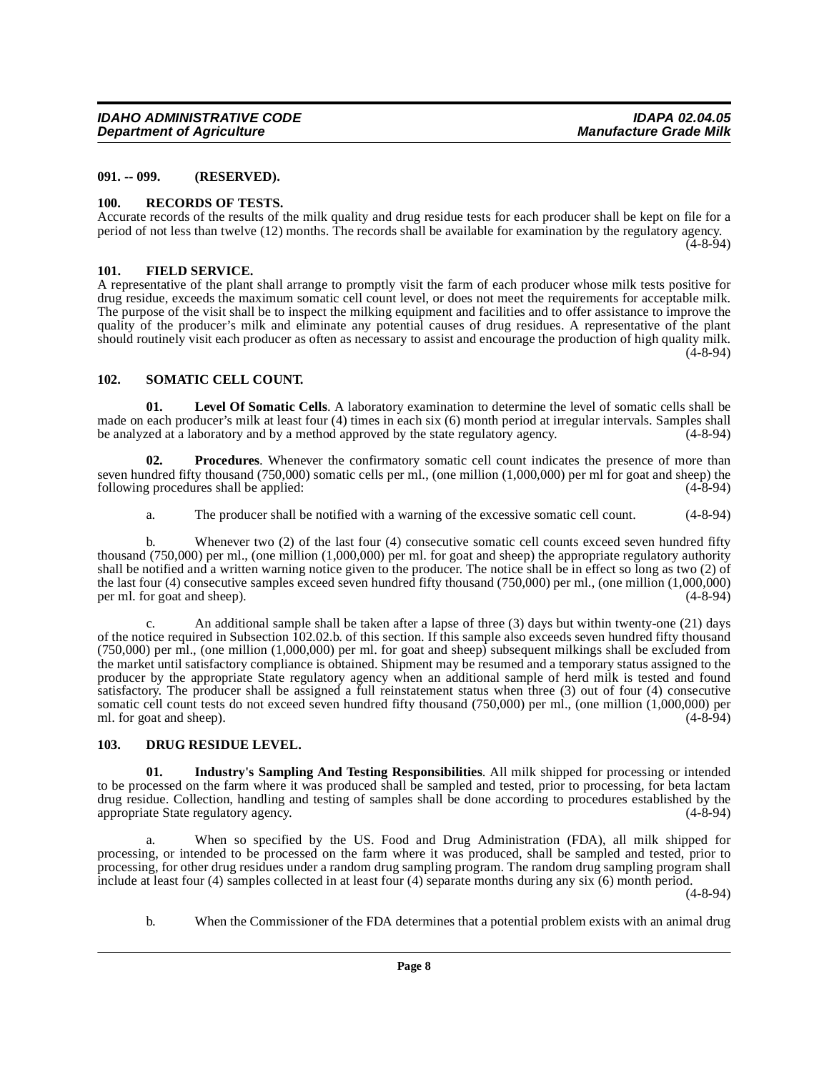### 091. -- 099. (RESERVED).

### 100. RECORDS OF TESTS.

Accurate records of the results of the milk quality and drug residue tests for each producer shall be kept on file for a period of not less than twelve (12) months. The records shall be available for examination by the regulatory agency. (4-8-94)

### 101. FIELD SERVICE.

A representative of the plant shall arrange to promptly visit the farm of each producer whose milk tests positive for drug residue, exceeds the maximum somatic cell count level, or does not meet the requirements for acceptable milk. The purpose of the visit shall be to inspect the milking equipment and facilities and to offer assistance to improve the quality of the producer's milk and eliminate any potential causes of drug residues. A representative of the plant should routinely visit each producer as often as necessary to assist and encourage the production of high quality milk. (4-8-94)

### 102. SOMATIC CELL COUNT.

**01. Level Of Somatic Cells**. A laboratory examination to determine the level of somatic cells shall be made on each producer's milk at least four (4) times in each six (6) month period at irregular intervals. Samples shall be analyzed at a laboratory and by a method approved by the state regulatory agency. (4-8-94)

**02. Procedures**. Whenever the confirmatory somatic cell count indicates the presence of more than seven hundred fifty thousand (750,000) somatic cells per ml., (one million (1,000,000) per ml for goat and sheep) the following procedures shall be applied: (4-8-94)

a. The producer shall be notified with a warning of the excessive somatic cell count. (4-8-94)

b. Whenever two (2) of the last four (4) consecutive somatic cell counts exceed seven hundred fifty thousand (750,000) per ml., (one million (1,000,000) per ml. for goat and sheep) the appropriate regulatory authority shall be notified and a written warning notice given to the producer. The notice shall be in effect so long as two (2) of the last four (4) consecutive samples exceed seven hundred fifty thousand (750,000) per ml., (one million (1,000,000) per ml. for goat and sheep). (4-8-94)

c. An additional sample shall be taken after a lapse of three (3) days but within twenty-one (21) days of the notice required in Subsection 102.02.b. of this section. If this sample also exceeds seven hundred fifty thousand (750,000) per ml., (one million (1,000,000) per ml. for goat and sheep) subsequent milkings shall be excluded from the market until satisfactory compliance is obtained. Shipment may be resumed and a temporary status assigned to the producer by the appropriate State regulatory agency when an additional sample of herd milk is tested and found satisfactory. The producer shall be assigned a full reinstatement status when three (3) out of four (4) consecutive somatic cell count tests do not exceed seven hundred fifty thousand (750,000) per ml., (one million (1,000,000) per ml. for goat and sheep). (4-8-94)

### 103. DRUG RESIDUE LEVEL.

**01. Industry's Sampling And Testing Responsibilities**. All milk shipped for processing or intended to be processed on the farm where it was produced shall be sampled and tested, prior to processing, for beta lactam drug residue. Collection, handling and testing of samples shall be done according to procedures established by the appropriate State regulatory agency. (4-8-94)

a. When so specified by the US. Food and Drug Administration (FDA), all milk shipped for processing, or intended to be processed on the farm where it was produced, shall be sampled and tested, prior to processing, for other drug residues under a random drug sampling program. The random drug sampling program shall include at least four (4) samples collected in at least four (4) separate months during any six (6) month period. (4-8-94)

b. When the Commissioner of the FDA determines that a potential problem exists with an animal drug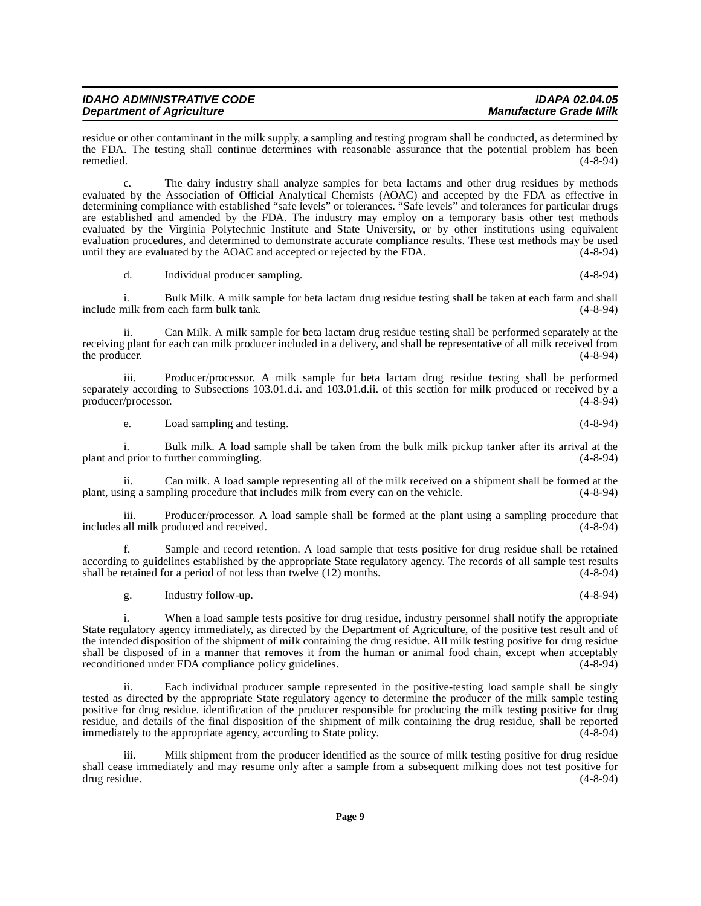residue or other contaminant in the milk supply, a sampling and testing program shall be conducted, as determined by the FDA. The testing shall continue determines with reasonable assurance that the potential problem has been remedied. (4-8-94)

c. The dairy industry shall analyze samples for beta lactams and other drug residues by methods evaluated by the Association of Official Analytical Chemists (AOAC) and accepted by the FDA as effective in determining compliance with established "safe levels" or tolerances. "Safe levels" and tolerances for particular drugs are established and amended by the FDA. The industry may employ on a temporary basis other test methods evaluated by the Virginia Polytechnic Institute and State University, or by other institutions using equivalent evaluation procedures, and determined to demonstrate accurate compliance results. These test methods may be used until they are evaluated by the AOAC and accepted or rejected by the FDA. (4-8-94)

d. Individual producer sampling. (4-8-94)

i. Bulk Milk. A milk sample for beta lactam drug residue testing shall be taken at each farm and shall include milk from each farm bulk tank. (4-8-94)

ii. Can Milk. A milk sample for beta lactam drug residue testing shall be performed separately at the receiving plant for each can milk producer included in a delivery, and shall be representative of all milk received from the producer. (4-8-94)

iii. Producer/processor. A milk sample for beta lactam drug residue testing shall be performed separately according to Subsections 103.01.d.i. and 103.01.d.ii. of this section for milk produced or received by a producer/processor. (4-8-94)

e. Load sampling and testing. (4-8-94)

i. Bulk milk. A load sample shall be taken from the bulk milk pickup tanker after its arrival at the plant and prior to further commingling. (4-8-94)

ii. Can milk. A load sample representing all of the milk received on a shipment shall be formed at the plant, using a sampling procedure that includes milk from every can on the vehicle. (4-8-94)

iii. Producer/processor. A load sample shall be formed at the plant using a sampling procedure that includes all milk produced and received. (4-8-94)

f. Sample and record retention. A load sample that tests positive for drug residue shall be retained according to guidelines established by the appropriate State regulatory agency. The records of all sample test results shall be retained for a period of not less than twelve (12) months. (4-8-94)

g. Industry follow-up. (4-8-94)

i. When a load sample tests positive for drug residue, industry personnel shall notify the appropriate State regulatory agency immediately, as directed by the Department of Agriculture, of the positive test result and of the intended disposition of the shipment of milk containing the drug residue. All milk testing positive for drug residue shall be disposed of in a manner that removes it from the human or animal food chain, except when acceptably reconditioned under FDA compliance policy guidelines. (4-8-94)

ii. Each individual producer sample represented in the positive-testing load sample shall be singly tested as directed by the appropriate State regulatory agency to determine the producer of the milk sample testing positive for drug residue. identification of the producer responsible for producing the milk testing positive for drug residue, and details of the final disposition of the shipment of milk containing the drug residue, shall be reported immediately to the appropriate agency, according to State policy. (4-8-94)

iii. Milk shipment from the producer identified as the source of milk testing positive for drug residue shall cease immediately and may resume only after a sample from a subsequent milking does not test positive for drug residue. (4-8-94)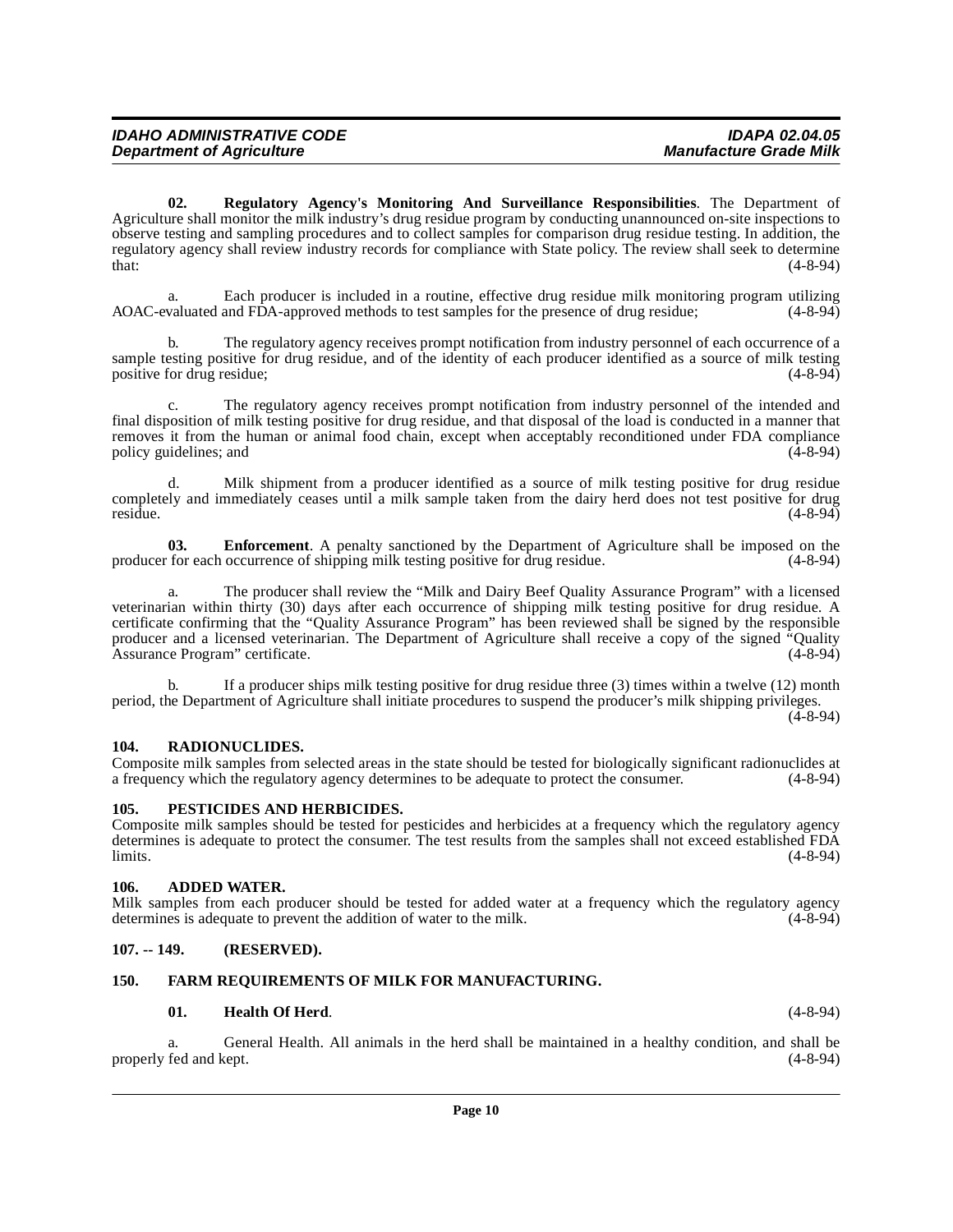**02. Regulatory Agency's Monitoring And Surveillance Responsibilities**. The Department of Agriculture shall monitor the milk industry's drug residue program by conducting unannounced on-site inspections to observe testing and sampling procedures and to collect samples for comparison drug residue testing. In addition, the regulatory agency shall review industry records for compliance with State policy. The review shall seek to determine that: (4-8-94)

a. Each producer is included in a routine, effective drug residue milk monitoring program utilizing AOAC-evaluated and FDA-approved methods to test samples for the presence of drug residue; (4-8-94)

b. The regulatory agency receives prompt notification from industry personnel of each occurrence of a sample testing positive for drug residue, and of the identity of each producer identified as a source of milk testing positive for drug residue; (4-8-94)

c. The regulatory agency receives prompt notification from industry personnel of the intended and final disposition of milk testing positive for drug residue, and that disposal of the load is conducted in a manner that removes it from the human or animal food chain, except when acceptably reconditioned under FDA compliance policy guidelines; and (4-8-94)

d. Milk shipment from a producer identified as a source of milk testing positive for drug residue completely and immediately ceases until a milk sample taken from the dairy herd does not test positive for drug residue. (4-8-94)

**03. Enforcement**. A penalty sanctioned by the Department of Agriculture shall be imposed on the producer for each occurrence of shipping milk testing positive for drug residue. (4-8-94)

a. The producer shall review the "Milk and Dairy Beef Quality Assurance Program" with a licensed veterinarian within thirty (30) days after each occurrence of shipping milk testing positive for drug residue. A certificate confirming that the "Quality Assurance Program" has been reviewed shall be signed by the responsible producer and a licensed veterinarian. The Department of Agriculture shall receive a copy of the signed "Quality Assurance Program" certificate. (4-8-94)

b. If a producer ships milk testing positive for drug residue three (3) times within a twelve (12) month period, the Department of Agriculture shall initiate procedures to suspend the producer's milk shipping privileges. (4-8-94)

## 104. RADIONUCLIDES.

Composite milk samples from selected areas in the state should be tested for biologically significant radionuclides at a frequency which the regulatory agency determines to be adequate to protect the consumer. (4-8-94)

## 105. PESTICIDES AND HERBICIDES.

Composite milk samples should be tested for pesticides and herbicides at a frequency which the regulatory agency determines is adequate to protect the consumer. The test results from the samples shall not exceed established FDA limits. (4-8-94)

## 106. ADDED WATER.

Milk samples from each producer should be tested for added water at a frequency which the regulatory agency determines is adequate to prevent the addition of water to the milk. (4-8-94)

## 107. -- 149. (RESERVED).

## 150. FARM REQUIREMENTS OF MILK FOR MANUFACTURING.

**01. Health Of Herd**. (4-8-94)

a. General Health. All animals in the herd shall be maintained in a healthy condition, and shall be properly fed and kept. (4-8-94)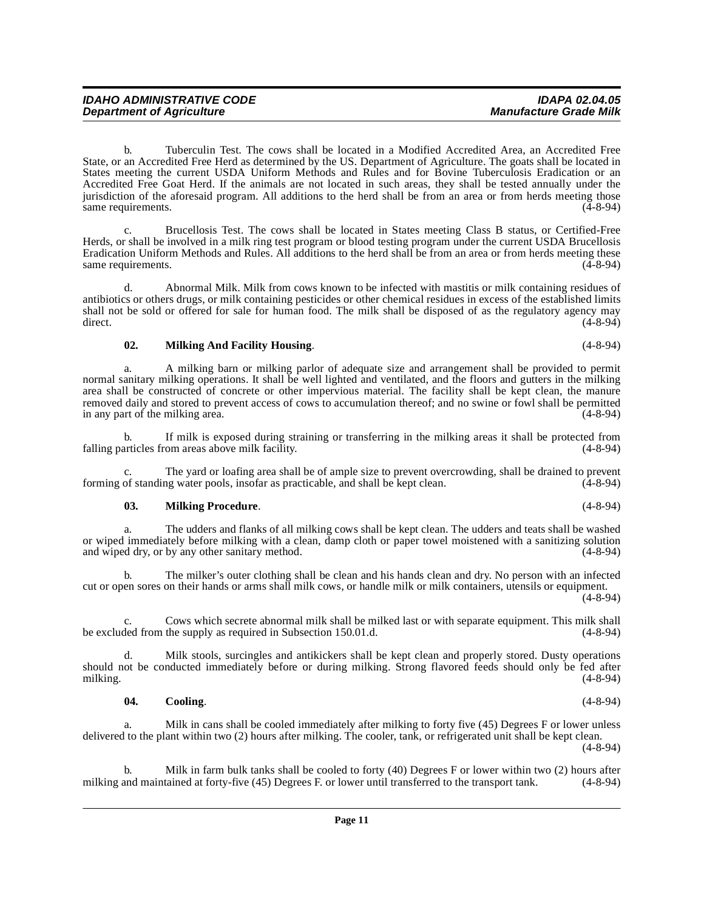b. Tuberculin Test. The cows shall be located in a Modified Accredited Area, an Accredited Free State, or an Accredited Free Herd as determined by the US. Department of Agriculture. The goats shall be located in States meeting the current USDA Uniform Methods and Rules and for Bovine Tuberculosis Eradication or an Accredited Free Goat Herd. If the animals are not located in such areas, they shall be tested annually under the jurisdiction of the aforesaid program. All additions to the herd shall be from an area or from herds meeting those same requirements. (4-8-94)

c. Brucellosis Test. The cows shall be located in States meeting Class B status, or Certified-Free Herds, or shall be involved in a milk ring test program or blood testing program under the current USDA Brucellosis Eradication Uniform Methods and Rules. All additions to the herd shall be from an area or from herds meeting these same requirements. (4-8-94)

d. Abnormal Milk. Milk from cows known to be infected with mastitis or milk containing residues of antibiotics or others drugs, or milk containing pesticides or other chemical residues in excess of the established limits shall not be sold or offered for sale for human food. The milk shall be disposed of as the regulatory agency may direct. (4-8-94)

**02. Milking And Facility Housing**. (4-8-94)

a. A milking barn or milking parlor of adequate size and arrangement shall be provided to permit normal sanitary milking operations. It shall be well lighted and ventilated, and the floors and gutters in the milking area shall be constructed of concrete or other impervious material. The facility shall be kept clean, the manure removed daily and stored to prevent access of cows to accumulation thereof; and no swine or fowl shall be permitted in any part of the milking area. (4-8-94)

b. If milk is exposed during straining or transferring in the milking areas it shall be protected from falling particles from areas above milk facility. (4-8-94)

c. The yard or loafing area shall be of ample size to prevent overcrowding, shall be drained to prevent forming of standing water pools, insofar as practicable, and shall be kept clean. (4-8-94)

**03. Milking Procedure**. (4-8-94)

a. The udders and flanks of all milking cows shall be kept clean. The udders and teats shall be washed or wiped immediately before milking with a clean, damp cloth or paper towel moistened with a sanitizing solution and wiped dry, or by any other sanitary method. (4-8-94)

b. The milker's outer clothing shall be clean and his hands clean and dry. No person with an infected cut or open sores on their hands or arms shall milk cows, or handle milk or milk containers, utensils or equipment. (4-8-94)

c. Cows which secrete abnormal milk shall be milked last or with separate equipment. This milk shall be excluded from the supply as required in Subsection 150.01.d. (4-8-94)

d. Milk stools, surcingles and antikickers shall be kept clean and properly stored. Dusty operations should not be conducted immediately before or during milking. Strong flavored feeds should only be fed after milking. (4-8-94)

**04. Cooling**. (4-8-94)

a. Milk in cans shall be cooled immediately after milking to forty five (45) Degrees F or lower unless delivered to the plant within two (2) hours after milking. The cooler, tank, or refrigerated unit shall be kept clean. (4-8-94)

b. Milk in farm bulk tanks shall be cooled to forty (40) Degrees F or lower within two (2) hours after milking and maintained at forty-five (45) Degrees F. or lower until transferred to the transport tank. (4-8-94)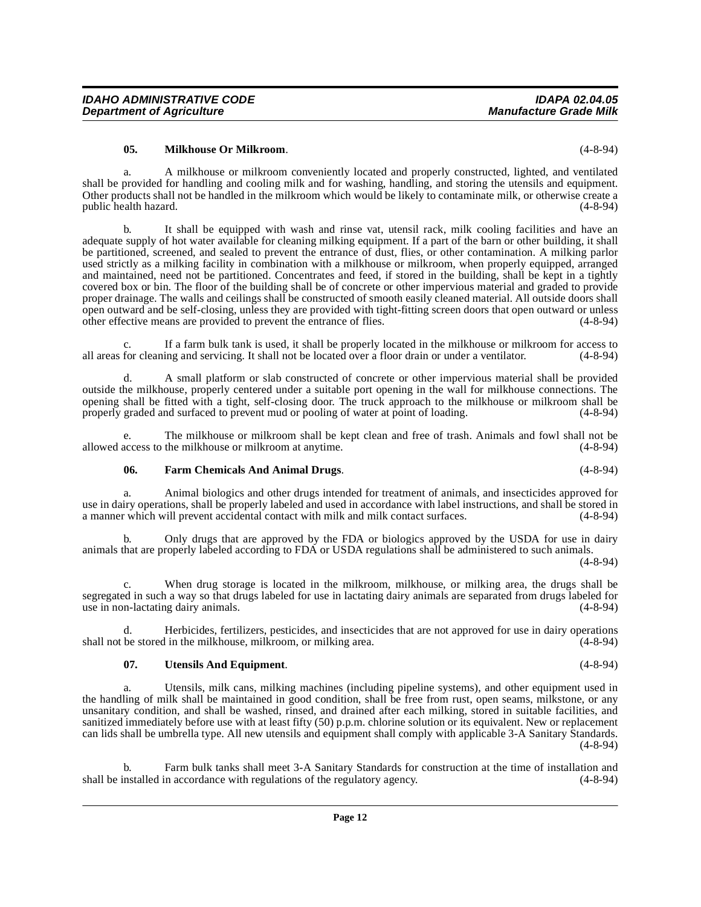**05. Milkhouse Or Milkroom**. (4-8-94)

a. A milkhouse or milkroom conveniently located and properly constructed, lighted, and ventilated shall be provided for handling and cooling milk and for washing, handling, and storing the utensils and equipment. Other products shall not be handled in the milkroom which would be likely to contaminate milk, or otherwise create a public health hazard. (4-8-94)

b. It shall be equipped with wash and rinse vat, utensil rack, milk cooling facilities and have an adequate supply of hot water available for cleaning milking equipment. If a part of the barn or other building, it shall be partitioned, screened, and sealed to prevent the entrance of dust, flies, or other contamination. A milking parlor used strictly as a milking facility in combination with a milkhouse or milkroom, when properly equipped, arranged and maintained, need not be partitioned. Concentrates and feed, if stored in the building, shall be kept in a tightly covered box or bin. The floor of the building shall be of concrete or other impervious material and graded to provide proper drainage. The walls and ceilings shall be constructed of smooth easily cleaned material. All outside doors shall open outward and be self-closing, unless they are provided with tight-fitting screen doors that open outward or unless other effective means are provided to prevent the entrance of flies. (4-8-94)

c. If a farm bulk tank is used, it shall be properly located in the milkhouse or milkroom for access to all areas for cleaning and servicing. It shall not be located over a floor drain or under a ventilator. (4-8-94)

d. A small platform or slab constructed of concrete or other impervious material shall be provided outside the milkhouse, properly centered under a suitable port opening in the wall for milkhouse connections. The opening shall be fitted with a tight, self-closing door. The truck approach to the milkhouse or milkroom shall be properly graded and surfaced to prevent mud or pooling of water at point of loading. (4-8-94)

e. The milkhouse or milkroom shall be kept clean and free of trash. Animals and fowl shall not be allowed access to the milkhouse or milkroom at anytime. (4-8-94)

**06. Farm Chemicals And Animal Drugs**. (4-8-94)

a. Animal biologics and other drugs intended for treatment of animals, and insecticides approved for use in dairy operations, shall be properly labeled and used in accordance with label instructions, and shall be stored in a manner which will prevent accidental contact with milk and milk contact surfaces. (4-8-94)

b. Only drugs that are approved by the FDA or biologics approved by the USDA for use in dairy animals that are properly labeled according to FDA or USDA regulations shall be administered to such animals. (4-8-94)

c. When drug storage is located in the milkroom, milkhouse, or milking area, the drugs shall be segregated in such a way so that drugs labeled for use in lactating dairy animals are separated from drugs labeled for use in non-lactating dairy animals. (4-8-94)

d. Herbicides, fertilizers, pesticides, and insecticides that are not approved for use in dairy operations shall not be stored in the milkhouse, milkroom, or milking area. (4-8-94)

**07. Utensils And Equipment**. (4-8-94)

a. Utensils, milk cans, milking machines (including pipeline systems), and other equipment used in the handling of milk shall be maintained in good condition, shall be free from rust, open seams, milkstone, or any unsanitary condition, and shall be washed, rinsed, and drained after each milking, stored in suitable facilities, and sanitized immediately before use with at least fifty (50) p.p.m. chlorine solution or its equivalent. New or replacement can lids shall be umbrella type. All new utensils and equipment shall comply with applicable 3-A Sanitary Standards. (4-8-94)

b. Farm bulk tanks shall meet 3-A Sanitary Standards for construction at the time of installation and shall be installed in accordance with regulations of the regulatory agency. (4-8-94)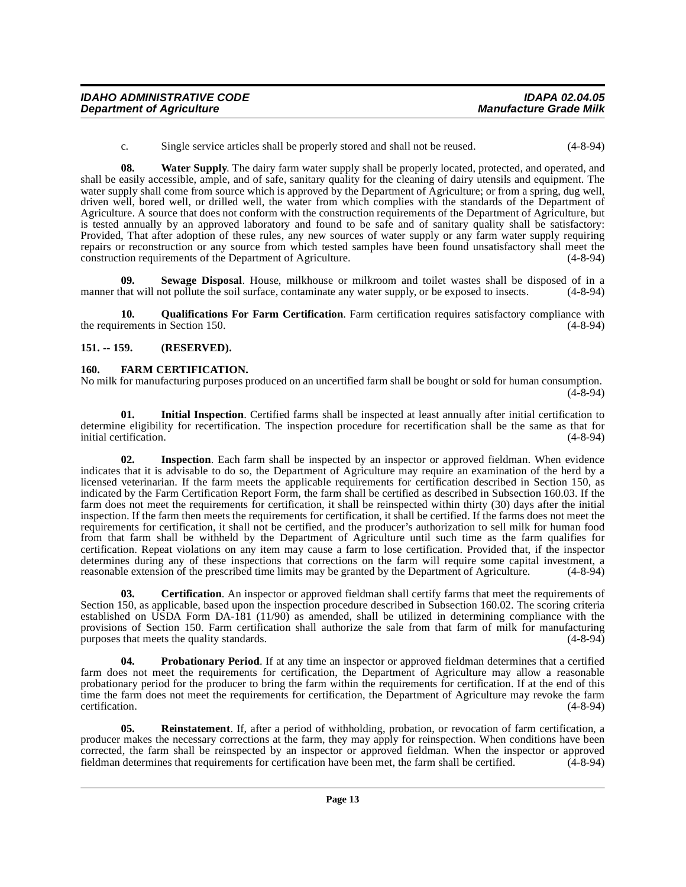c. Single service articles shall be properly stored and shall not be reused. (4-8-94)

**08. Water Supply**. The dairy farm water supply shall be properly located, protected, and operated, and shall be easily accessible, ample, and of safe, sanitary quality for the cleaning of dairy utensils and equipment. The water supply shall come from source which is approved by the Department of Agriculture; or from a spring, dug well, driven well, bored well, or drilled well, the water from which complies with the standards of the Department of Agriculture. A source that does not conform with the construction requirements of the Department of Agriculture, but is tested annually by an approved laboratory and found to be safe and of sanitary quality shall be satisfactory: Provided, That after adoption of these rules, any new sources of water supply or any farm water supply requiring repairs or reconstruction or any source from which tested samples have been found unsatisfactory shall meet the construction requirements of the Department of Agriculture. (4-8-94)

**09. Sewage Disposal**. House, milkhouse or milkroom and toilet wastes shall be disposed of in a manner that will not pollute the soil surface, contaminate any water supply, or be exposed to insects. (4-8-94)

**10. Qualifications For Farm Certification**. Farm certification requires satisfactory compliance with the requirements in Section 150. (4-8-94)

## 151. -- 159. (RESERVED).

## 160. FARM CERTIFICATION.

No milk for manufacturing purposes produced on an uncertified farm shall be bought or sold for human consumption. (4-8-94)

**01. Initial Inspection**. Certified farms shall be inspected at least annually after initial certification to determine eligibility for recertification. The inspection procedure for recertification shall be the same as that for initial certification. (4-8-94)

**02. Inspection**. Each farm shall be inspected by an inspector or approved fieldman. When evidence indicates that it is advisable to do so, the Department of Agriculture may require an examination of the herd by a licensed veterinarian. If the farm meets the applicable requirements for certification described in Section 150, as indicated by the Farm Certification Report Form, the farm shall be certified as described in Subsection 160.03. If the farm does not meet the requirements for certification, it shall be reinspected within thirty (30) days after the initial inspection. If the farm then meets the requirements for certification, it shall be certified. If the farms does not meet the requirements for certification, it shall not be certified, and the producer's authorization to sell milk for human food from that farm shall be withheld by the Department of Agriculture until such time as the farm qualifies for certification. Repeat violations on any item may cause a farm to lose certification. Provided that, if the inspector determines during any of these inspections that corrections on the farm will require some capital investment, a reasonable extension of the prescribed time limits may be granted by the Department of Agriculture. (4-8-94)

**03. Certification**. An inspector or approved fieldman shall certify farms that meet the requirements of Section 150, as applicable, based upon the inspection procedure described in Subsection 160.02. The scoring criteria established on USDA Form DA-181 (11/90) as amended, shall be utilized in determining compliance with the provisions of Section 150. Farm certification shall authorize the sale from that farm of milk for manufacturing purposes that meets the quality standards. (4-8-94)

**04. Probationary Period**. If at any time an inspector or approved fieldman determines that a certified farm does not meet the requirements for certification, the Department of Agriculture may allow a reasonable probationary period for the producer to bring the farm within the requirements for certification. If at the end of this time the farm does not meet the requirements for certification, the Department of Agriculture may revoke the farm certification. (4-8-94)

**05. Reinstatement**. If, after a period of withholding, probation, or revocation of farm certification, a producer makes the necessary corrections at the farm, they may apply for reinspection. When conditions have been corrected, the farm shall be reinspected by an inspector or approved fieldman. When the inspector or approved fieldman determines that requirements for certification have been met, the farm shall be certified. (4-8-94)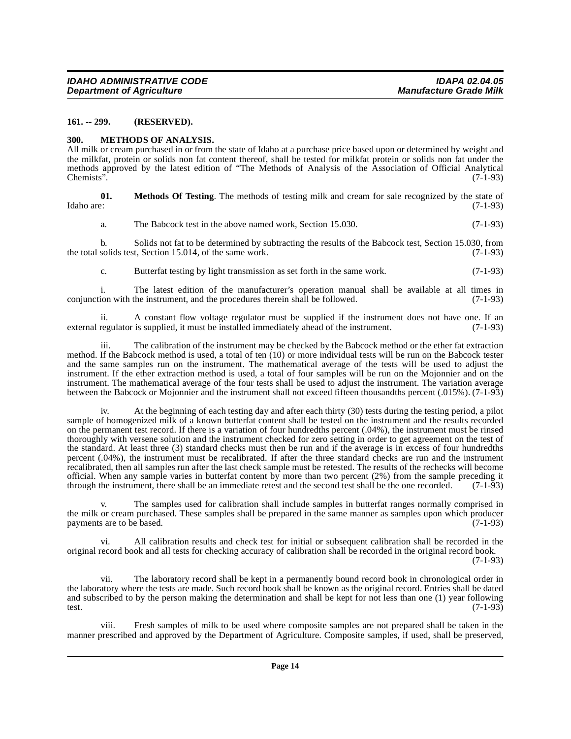**161. -- 299. (RESERVED).**

**300. METHODS OF ANALYSIS.**

All milk or cream purchased in or from the state of Idaho at a purchase price based upon or determined by weight and the milkfat, protein or solids non fat content thereof, shall be tested for milkfat protein or solids non fat under the methods approved by the latest edition of "The Methods of Analysis of the Association of Official Analytical Chemists". (7-1-93)

**01. Methods Of Testing**. The methods of testing milk and cream for sale recognized by the state of Idaho are: (7-1-93)

a. The Babcock test in the above named work, Section 15.030. (7-1-93)

b. Solids not fat to be determined by subtracting the results of the Babcock test, Section 15.030, from the total solids test, Section 15.014, of the same work. (7-1-93)

c. Butterfat testing by light transmission as set forth in the same work. (7-1-93)

i. The latest edition of the manufacturer's operation manual shall be available at all times in conjunction with the instrument, and the procedures therein shall be followed. (7-1-93)

ii. A constant flow voltage regulator must be supplied if the instrument does not have one. If an external regulator is supplied, it must be installed immediately ahead of the instrument. (7-1-93)

iii. The calibration of the instrument may be checked by the Babcock method or the ether fat extraction method. If the Babcock method is used, a total of ten (10) or more individual tests will be run on the Babcock tester and the same samples run on the instrument. The mathematical average of the tests will be used to adjust the instrument. If the ether extraction method is used, a total of four samples will be run on the Mojonnier and on the instrument. The mathematical average of the four tests shall be used to adjust the instrument. The variation average between the Babcock or Mojonnier and the instrument shall not exceed fifteen thousandths percent (.015%). (7-1-93)

iv. At the beginning of each testing day and after each thirty (30) tests during the testing period, a pilot sample of homogenized milk of a known butterfat content shall be tested on the instrument and the results recorded on the permanent test record. If there is a variation of four hundredths percent (.04%), the instrument must be rinsed thoroughly with versene solution and the instrument checked for zero setting in order to get agreement on the test of the standard. At least three (3) standard checks must then be run and if the average is in excess of four hundredths percent (.04%), the instrument must be recalibrated. If after the three standard checks are run and the instrument recalibrated, then all samples run after the last check sample must be retested. The results of the rechecks will become official. When any sample varies in butterfat content by more than two percent (2%) from the sample preceding it through the instrument, there shall be an immediate retest and the second test shall be the one recorded. (7-1-93)

v. The samples used for calibration shall include samples in butterfat ranges normally comprised in the milk or cream purchased. These samples shall be prepared in the same manner as samples upon which producer payments are to be based. (7-1-93)

vi. All calibration results and check test for initial or subsequent calibration shall be recorded in the original record book and all tests for checking accuracy of calibration shall be recorded in the original record book. (7-1-93)

vii. The laboratory record shall be kept in a permanently bound record book in chronological order in the laboratory where the tests are made. Such record book shall be known as the original record. Entries shall be dated and subscribed to by the person making the determination and shall be kept for not less than one (1) year following test. (7-1-93)

viii. Fresh samples of milk to be used where composite samples are not prepared shall be taken in the manner prescribed and approved by the Department of Agriculture. Composite samples, if used, shall be preserved,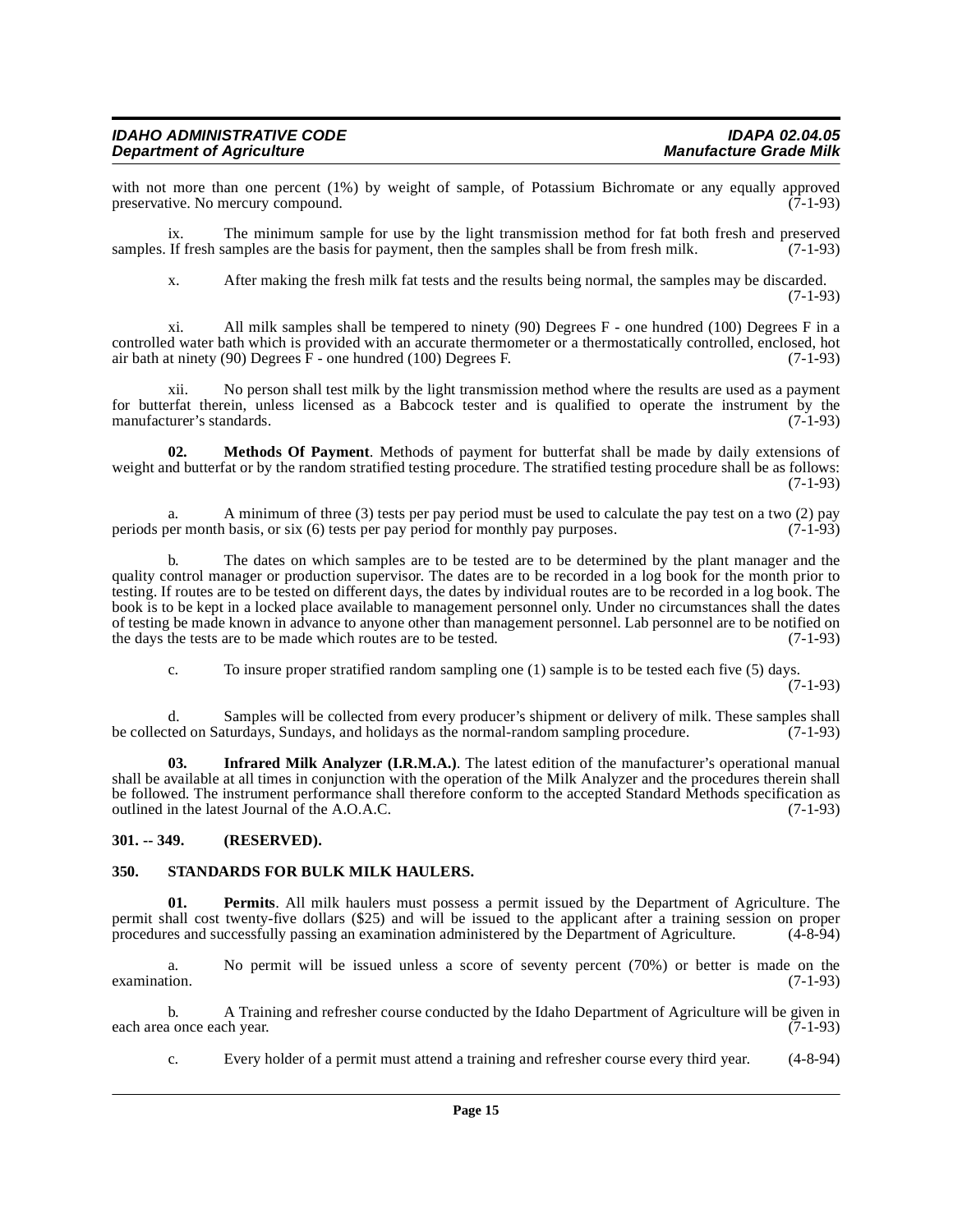with not more than one percent (1%) by weight of sample, of Potassium Bichromate or any equally approved preservative. No mercury compound. (7-1-93)

ix. The minimum sample for use by the light transmission method for fat both fresh and preserved samples. If fresh samples are the basis for payment, then the samples shall be from fresh milk. (7-1-93)

x. After making the fresh milk fat tests and the results being normal, the samples may be discarded. (7-1-93)

xi. All milk samples shall be tempered to ninety (90) Degrees F - one hundred (100) Degrees F in a controlled water bath which is provided with an accurate thermometer or a thermostatically controlled, enclosed, hot air bath at ninety (90) Degrees F - one hundred (100) Degrees F. (7-1-93)

xii. No person shall test milk by the light transmission method where the results are used as a payment for butterfat therein, unless licensed as a Babcock tester and is qualified to operate the instrument by the manufacturer's standards. (7-1-93)

**02. Methods Of Payment**. Methods of payment for butterfat shall be made by daily extensions of weight and butterfat or by the random stratified testing procedure. The stratified testing procedure shall be as follows: (7-1-93)

a. A minimum of three (3) tests per pay period must be used to calculate the pay test on a two (2) pay periods per month basis, or six (6) tests per pay period for monthly pay purposes. (7-1-93)

b. The dates on which samples are to be tested are to be determined by the plant manager and the quality control manager or production supervisor. The dates are to be recorded in a log book for the month prior to testing. If routes are to be tested on different days, the dates by individual routes are to be recorded in a log book. The book is to be kept in a locked place available to management personnel only. Under no circumstances shall the dates of testing be made known in advance to anyone other than management personnel. Lab personnel are to be notified on the days the tests are to be made which routes are to be tested. (7-1-93)

c. To insure proper stratified random sampling one (1) sample is to be tested each five (5) days. (7-1-93)

d. Samples will be collected from every producer's shipment or delivery of milk. These samples shall be collected on Saturdays, Sundays, and holidays as the normal-random sampling procedure. (7-1-93)

**03. Infrared Milk Analyzer (I.R.M.A.)**. The latest edition of the manufacturer's operational manual shall be available at all times in conjunction with the operation of the Milk Analyzer and the procedures therein shall be followed. The instrument performance shall therefore conform to the accepted Standard Methods specification as outlined in the latest Journal of the A.O.A.C. (7-1-93)

## 301. -- 349. (RESERVED).

## 350. STANDARDS FOR BULK MILK HAULERS.

**01. Permits**. All milk haulers must possess a permit issued by the Department of Agriculture. The permit shall cost twenty-five dollars ($25) and will be issued to the applicant after a training session on proper procedures and successfully passing an examination administered by the Department of Agriculture. (4-8-94)

a. No permit will be issued unless a score of seventy percent (70%) or better is made on the examination. (7-1-93)

b. A Training and refresher course conducted by the Idaho Department of Agriculture will be given in each area once each year. (7-1-93)

c. Every holder of a permit must attend a training and refresher course every third year. (4-8-94)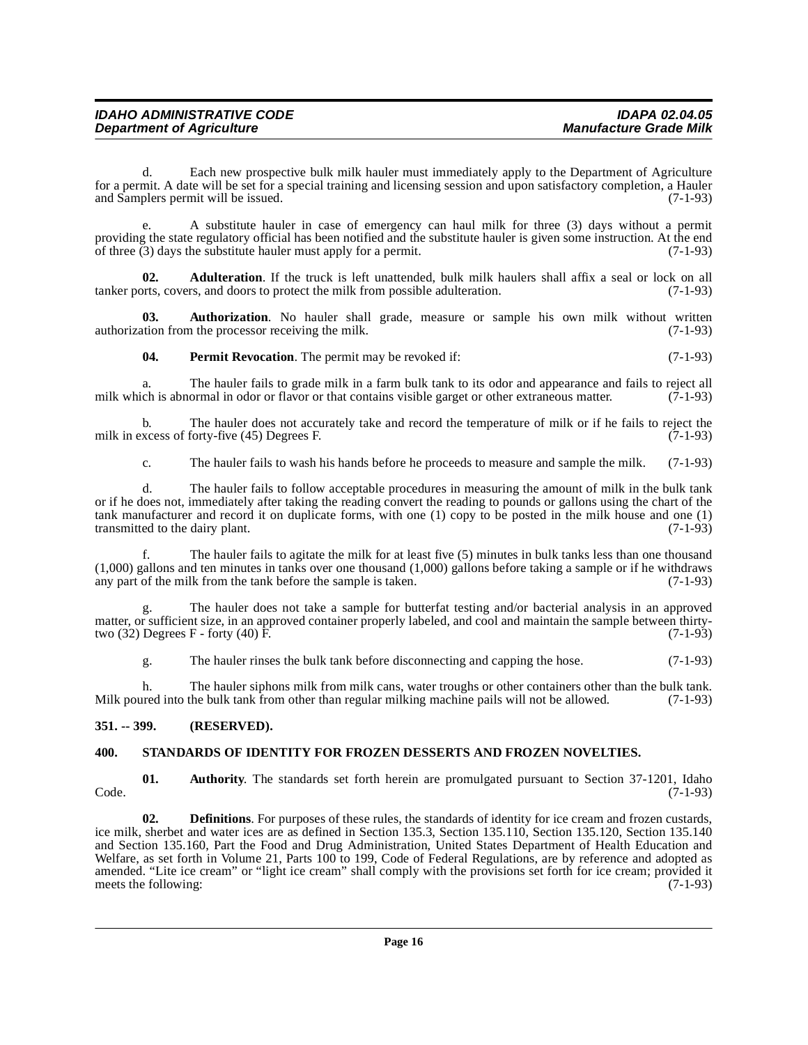d. Each new prospective bulk milk hauler must immediately apply to the Department of Agriculture for a permit. A date will be set for a special training and licensing session and upon satisfactory completion, a Hauler and Samplers permit will be issued. (7-1-93)

e. A substitute hauler in case of emergency can haul milk for three (3) days without a permit providing the state regulatory official has been notified and the substitute hauler is given some instruction. At the end of three (3) days the substitute hauler must apply for a permit. (7-1-93)

**02. Adulteration**. If the truck is left unattended, bulk milk haulers shall affix a seal or lock on all tanker ports, covers, and doors to protect the milk from possible adulteration. (7-1-93)

**03. Authorization**. No hauler shall grade, measure or sample his own milk without written authorization from the processor receiving the milk. (7-1-93)

**04. Permit Revocation**. The permit may be revoked if: (7-1-93)

a. The hauler fails to grade milk in a farm bulk tank to its odor and appearance and fails to reject all milk which is abnormal in odor or flavor or that contains visible garget or other extraneous matter. (7-1-93)

b. The hauler does not accurately take and record the temperature of milk or if he fails to reject the milk in excess of forty-five (45) Degrees F. (7-1-93)

c. The hauler fails to wash his hands before he proceeds to measure and sample the milk. (7-1-93)

d. The hauler fails to follow acceptable procedures in measuring the amount of milk in the bulk tank or if he does not, immediately after taking the reading convert the reading to pounds or gallons using the chart of the tank manufacturer and record it on duplicate forms, with one (1) copy to be posted in the milk house and one (1) transmitted to the dairy plant. (7-1-93)

f. The hauler fails to agitate the milk for at least five (5) minutes in bulk tanks less than one thousand (1,000) gallons and ten minutes in tanks over one thousand (1,000) gallons before taking a sample or if he withdraws any part of the milk from the tank before the sample is taken. (7-1-93)

g. The hauler does not take a sample for butterfat testing and/or bacterial analysis in an approved matter, or sufficient size, in an approved container properly labeled, and cool and maintain the sample between thirty-two (32) Degrees F - forty (40) F. (7-1-93)

g. The hauler rinses the bulk tank before disconnecting and capping the hose. (7-1-93)

h. The hauler siphons milk from milk cans, water troughs or other containers other than the bulk tank. Milk poured into the bulk tank from other than regular milking machine pails will not be allowed. (7-1-93)

## 351. -- 399. (RESERVED).

## 400. STANDARDS OF IDENTITY FOR FROZEN DESSERTS AND FROZEN NOVELTIES.

**01. Authority**. The standards set forth herein are promulgated pursuant to Section 37-1201, Idaho Code. (7-1-93)

**02. Definitions**. For purposes of these rules, the standards of identity for ice cream and frozen custards, ice milk, sherbet and water ices are as defined in Section 135.3, Section 135.110, Section 135.120, Section 135.140 and Section 135.160, Part the Food and Drug Administration, United States Department of Health Education and Welfare, as set forth in Volume 21, Parts 100 to 199, Code of Federal Regulations, are by reference and adopted as amended. "Lite ice cream" or "light ice cream" shall comply with the provisions set forth for ice cream; provided it meets the following: (7-1-93)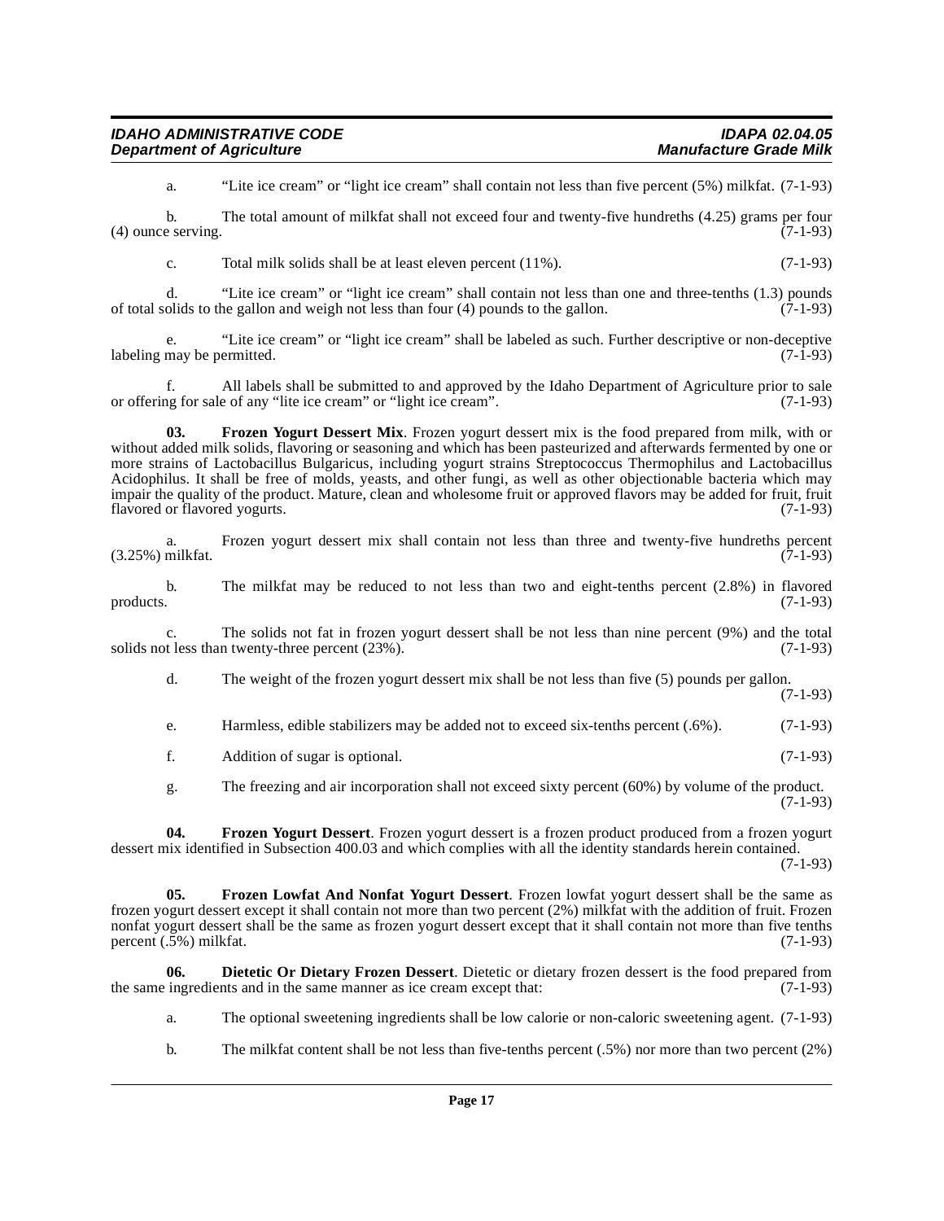a. "Lite ice cream" or "light ice cream" shall contain not less than five percent (5%) milkfat. (7-1-93)

b. The total amount of milkfat shall not exceed four and twenty-five hundreths (4.25) grams per four (4) ounce serving. (7-1-93)

c. Total milk solids shall be at least eleven percent (11%). (7-1-93)

d. "Lite ice cream" or "light ice cream" shall contain not less than one and three-tenths (1.3) pounds of total solids to the gallon and weigh not less than four (4) pounds to the gallon. (7-1-93)

e. "Lite ice cream" or "light ice cream" shall be labeled as such. Further descriptive or non-deceptive labeling may be permitted. (7-1-93)

f. All labels shall be submitted to and approved by the Idaho Department of Agriculture prior to sale or offering for sale of any "lite ice cream" or "light ice cream". (7-1-93)

**03. Frozen Yogurt Dessert Mix**. Frozen yogurt dessert mix is the food prepared from milk, with or without added milk solids, flavoring or seasoning and which has been pasteurized and afterwards fermented by one or more strains of Lactobacillus Bulgaricus, including yogurt strains Streptococcus Thermophilus and Lactobacillus Acidophilus. It shall be free of molds, yeasts, and other fungi, as well as other objectionable bacteria which may impair the quality of the product. Mature, clean and wholesome fruit or approved flavors may be added for fruit, fruit flavored or flavored yogurts. (7-1-93)

a. Frozen yogurt dessert mix shall contain not less than three and twenty-five hundreths percent (3.25%) milkfat. (7-1-93)

b. The milkfat may be reduced to not less than two and eight-tenths percent (2.8%) in flavored products. (7-1-93)

c. The solids not fat in frozen yogurt dessert shall be not less than nine percent (9%) and the total solids not less than twenty-three percent (23%). (7-1-93)

d. The weight of the frozen yogurt dessert mix shall be not less than five (5) pounds per gallon. (7-1-93)

e. Harmless, edible stabilizers may be added not to exceed six-tenths percent (.6%). (7-1-93)

f. Addition of sugar is optional. (7-1-93)

g. The freezing and air incorporation shall not exceed sixty percent (60%) by volume of the product. (7-1-93)

**04. Frozen Yogurt Dessert**. Frozen yogurt dessert is a frozen product produced from a frozen yogurt dessert mix identified in Subsection 400.03 and which complies with all the identity standards herein contained. (7-1-93)

**05. Frozen Lowfat And Nonfat Yogurt Dessert**. Frozen lowfat yogurt dessert shall be the same as frozen yogurt dessert except it shall contain not more than two percent (2%) milkfat with the addition of fruit. Frozen nonfat yogurt dessert shall be the same as frozen yogurt dessert except that it shall contain not more than five tenths percent (.5%) milkfat. (7-1-93)

**06. Dietetic Or Dietary Frozen Dessert**. Dietetic or dietary frozen dessert is the food prepared from the same ingredients and in the same manner as ice cream except that: (7-1-93)

a. The optional sweetening ingredients shall be low calorie or non-caloric sweetening agent. (7-1-93)

b. The milkfat content shall be not less than five-tenths percent (.5%) nor more than two percent (2%)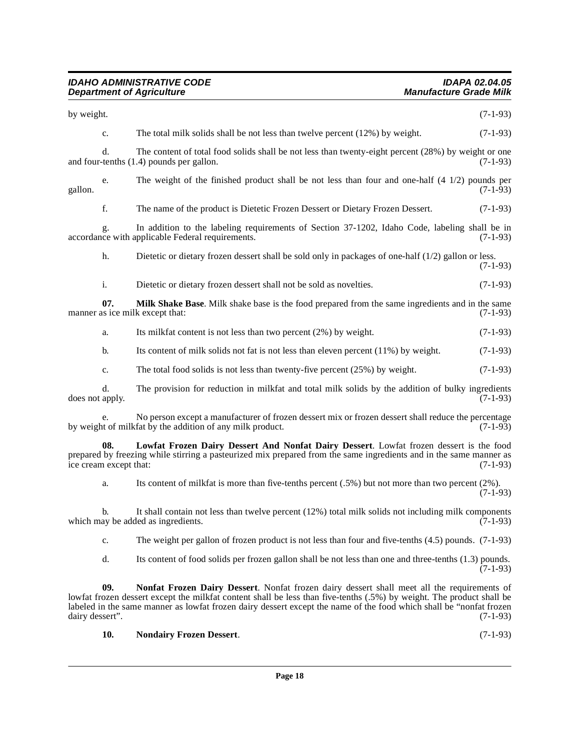by weight. (7-1-93)

c. The total milk solids shall be not less than twelve percent (12%) by weight. (7-1-93)

d. The content of total food solids shall be not less than twenty-eight percent (28%) by weight or one and four-tenths (1.4) pounds per gallon. (7-1-93)

e. The weight of the finished product shall be not less than four and one-half (4 1/2) pounds per gallon. (7-1-93)

f. The name of the product is Dietetic Frozen Dessert or Dietary Frozen Dessert. (7-1-93)

g. In addition to the labeling requirements of Section 37-1202, Idaho Code, labeling shall be in accordance with applicable Federal requirements. (7-1-93)

h. Dietetic or dietary frozen dessert shall be sold only in packages of one-half (1/2) gallon or less. (7-1-93)

i. Dietetic or dietary frozen dessert shall not be sold as novelties. (7-1-93)

**07. Milk Shake Base**. Milk shake base is the food prepared from the same ingredients and in the same manner as ice milk except that: (7-1-93)

a. Its milkfat content is not less than two percent (2%) by weight. (7-1-93)

b. Its content of milk solids not fat is not less than eleven percent (11%) by weight. (7-1-93)

c. The total food solids is not less than twenty-five percent (25%) by weight. (7-1-93)

d. The provision for reduction in milkfat and total milk solids by the addition of bulky ingredients does not apply. (7-1-93)

e. No person except a manufacturer of frozen dessert mix or frozen dessert shall reduce the percentage by weight of milkfat by the addition of any milk product. (7-1-93)

**08. Lowfat Frozen Dairy Dessert And Nonfat Dairy Dessert**. Lowfat frozen dessert is the food prepared by freezing while stirring a pasteurized mix prepared from the same ingredients and in the same manner as ice cream except that: (7-1-93)

a. Its content of milkfat is more than five-tenths percent (.5%) but not more than two percent (2%). (7-1-93)

b. It shall contain not less than twelve percent (12%) total milk solids not including milk components which may be added as ingredients. (7-1-93)

c. The weight per gallon of frozen product is not less than four and five-tenths (4.5) pounds. (7-1-93)

d. Its content of food solids per frozen gallon shall be not less than one and three-tenths (1.3) pounds. (7-1-93)

**09. Nonfat Frozen Dairy Dessert**. Nonfat frozen dairy dessert shall meet all the requirements of lowfat frozen dessert except the milkfat content shall be less than five-tenths (.5%) by weight. The product shall be labeled in the same manner as lowfat frozen dairy dessert except the name of the food which shall be "nonfat frozen dairy dessert". (7-1-93)

**10. Nondairy Frozen Dessert**. (7-1-93)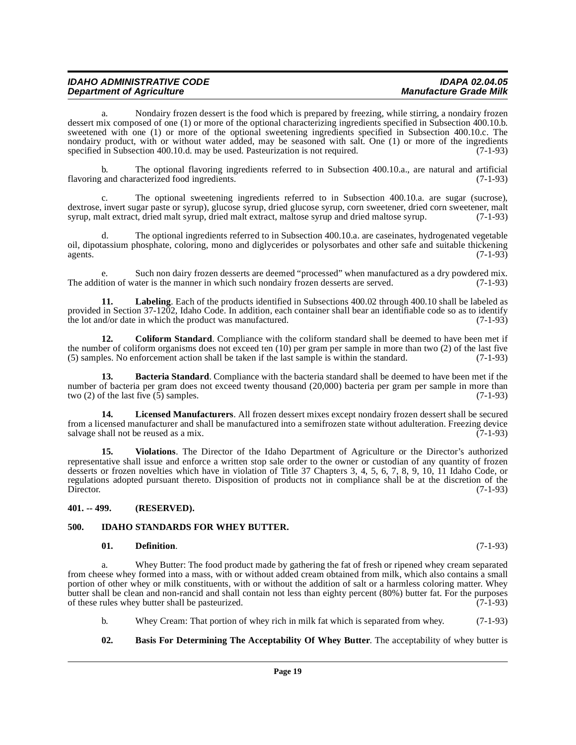a. Nondairy frozen dessert is the food which is prepared by freezing, while stirring, a nondairy frozen dessert mix composed of one (1) or more of the optional characterizing ingredients specified in Subsection 400.10.b. sweetened with one (1) or more of the optional sweetening ingredients specified in Subsection 400.10.c. The nondairy product, with or without water added, may be seasoned with salt. One (1) or more of the ingredients specified in Subsection 400.10.d. may be used. Pasteurization is not required. (7-1-93)

b. The optional flavoring ingredients referred to in Subsection 400.10.a., are natural and artificial flavoring and characterized food ingredients. (7-1-93)

c. The optional sweetening ingredients referred to in Subsection 400.10.a. are sugar (sucrose), dextrose, invert sugar paste or syrup), glucose syrup, dried glucose syrup, corn sweetener, dried corn sweetener, malt syrup, malt extract, dried malt syrup, dried malt extract, maltose syrup and dried maltose syrup. (7-1-93)

d. The optional ingredients referred to in Subsection 400.10.a. are caseinates, hydrogenated vegetable oil, dipotassium phosphate, coloring, mono and diglycerides or polysorbates and other safe and suitable thickening agents. (7-1-93)

e. Such non dairy frozen desserts are deemed "processed" when manufactured as a dry powdered mix. The addition of water is the manner in which such nondairy frozen desserts are served. (7-1-93)

**11. Labeling**. Each of the products identified in Subsections 400.02 through 400.10 shall be labeled as provided in Section 37-1202, Idaho Code. In addition, each container shall bear an identifiable code so as to identify the lot and/or date in which the product was manufactured. (7-1-93)

**12. Coliform Standard**. Compliance with the coliform standard shall be deemed to have been met if the number of coliform organisms does not exceed ten (10) per gram per sample in more than two (2) of the last five (5) samples. No enforcement action shall be taken if the last sample is within the standard. (7-1-93)

**13. Bacteria Standard**. Compliance with the bacteria standard shall be deemed to have been met if the number of bacteria per gram does not exceed twenty thousand (20,000) bacteria per gram per sample in more than two (2) of the last five (5) samples. (7-1-93)

**14. Licensed Manufacturers**. All frozen dessert mixes except nondairy frozen dessert shall be secured from a licensed manufacturer and shall be manufactured into a semifrozen state without adulteration. Freezing device salvage shall not be reused as a mix. (7-1-93)

**15. Violations**. The Director of the Idaho Department of Agriculture or the Director's authorized representative shall issue and enforce a written stop sale order to the owner or custodian of any quantity of frozen desserts or frozen novelties which have in violation of Title 37 Chapters 3, 4, 5, 6, 7, 8, 9, 10, 11 Idaho Code, or regulations adopted pursuant thereto. Disposition of products not in compliance shall be at the discretion of the Director. (7-1-93)

## 401. -- 499. (RESERVED).

## 500. IDAHO STANDARDS FOR WHEY BUTTER.

**01. Definition**. (7-1-93)

a. Whey Butter: The food product made by gathering the fat of fresh or ripened whey cream separated from cheese whey formed into a mass, with or without added cream obtained from milk, which also contains a small portion of other whey or milk constituents, with or without the addition of salt or a harmless coloring matter. Whey butter shall be clean and non-rancid and shall contain not less than eighty percent (80%) butter fat. For the purposes of these rules whey butter shall be pasteurized. (7-1-93)

b. Whey Cream: That portion of whey rich in milk fat which is separated from whey. (7-1-93)

**02. Basis For Determining The Acceptability Of Whey Butter**. The acceptability of whey butter is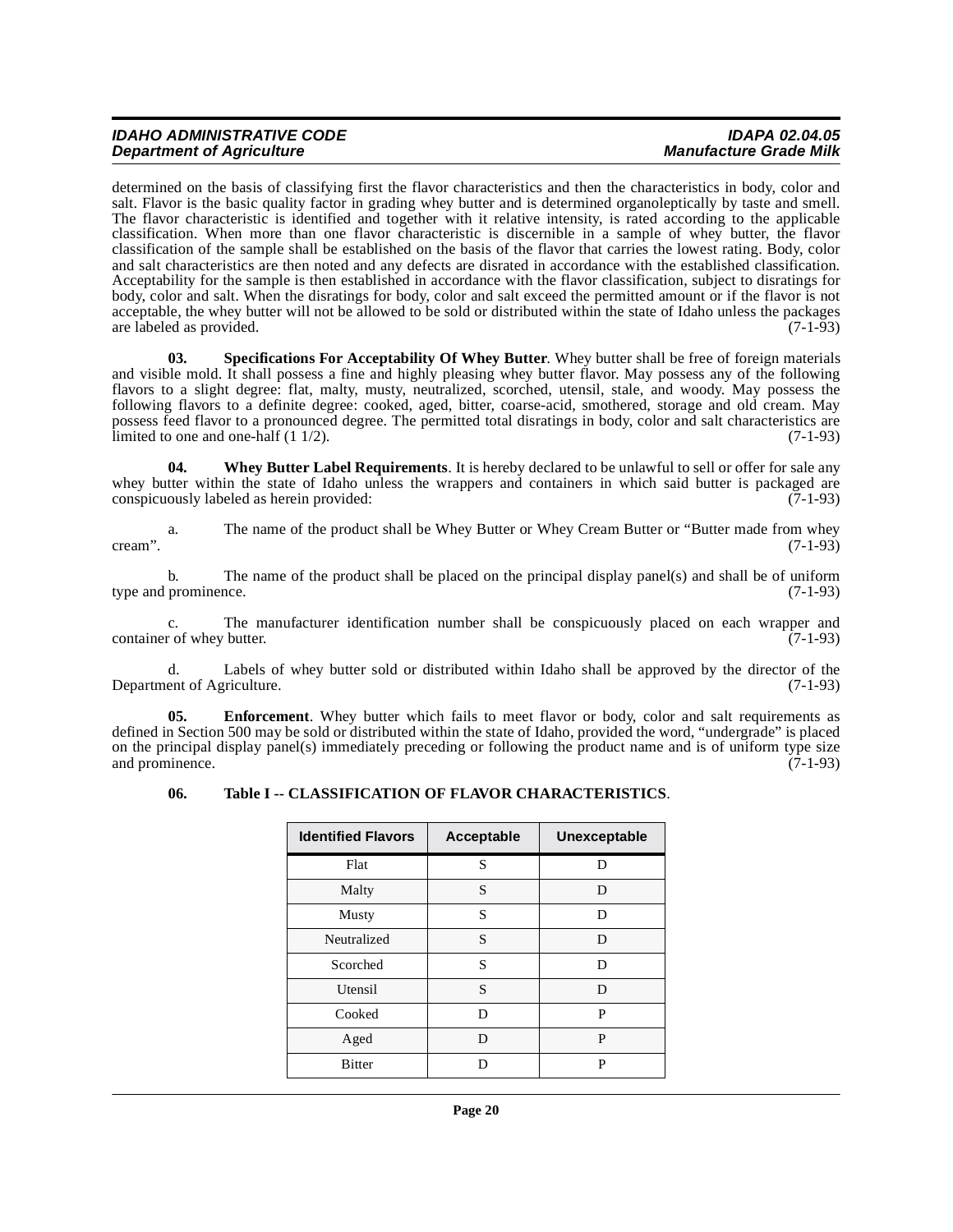determined on the basis of classifying first the flavor characteristics and then the characteristics in body, color and salt. Flavor is the basic quality factor in grading whey butter and is determined organoleptically by taste and smell. The flavor characteristic is identified and together with it relative intensity, is rated according to the applicable classification. When more than one flavor characteristic is discernible in a sample of whey butter, the flavor classification of the sample shall be established on the basis of the flavor that carries the lowest rating. Body, color and salt characteristics are then noted and any defects are disrated in accordance with the established classification. Acceptability for the sample is then established in accordance with the flavor classification, subject to disratings for body, color and salt. When the disratings for body, color and salt exceed the permitted amount or if the flavor is not acceptable, the whey butter will not be allowed to be sold or distributed within the state of Idaho unless the packages are labeled as provided. (7-1-93)

**03. Specifications For Acceptability Of Whey Butter**. Whey butter shall be free of foreign materials and visible mold. It shall possess a fine and highly pleasing whey butter flavor. May possess any of the following flavors to a slight degree: flat, malty, musty, neutralized, scorched, utensil, stale, and woody. May possess the following flavors to a definite degree: cooked, aged, bitter, coarse-acid, smothered, storage and old cream. May possess feed flavor to a pronounced degree. The permitted total disratings in body, color and salt characteristics are limited to one and one-half (1 1/2). (7-1-93)

**04. Whey Butter Label Requirements**. It is hereby declared to be unlawful to sell or offer for sale any whey butter within the state of Idaho unless the wrappers and containers in which said butter is packaged are conspicuously labeled as herein provided: (7-1-93)

a. The name of the product shall be Whey Butter or Whey Cream Butter or "Butter made from whey cream". (7-1-93)

b. The name of the product shall be placed on the principal display panel(s) and shall be of uniform type and prominence. (7-1-93)

c. The manufacturer identification number shall be conspicuously placed on each wrapper and container of whey butter. (7-1-93)

d. Labels of whey butter sold or distributed within Idaho shall be approved by the director of the Department of Agriculture. (7-1-93)

**05. Enforcement**. Whey butter which fails to meet flavor or body, color and salt requirements as defined in Section 500 may be sold or distributed within the state of Idaho, provided the word, "undergrade" is placed on the principal display panel(s) immediately preceding or following the product name and is of uniform type size and prominence. (7-1-93)

**06. Table I -- CLASSIFICATION OF FLAVOR CHARACTERISTICS**.

| Identified Flavors | Acceptable | Unexceptable |
|---|---|---|
| Flat | S | D |
| Malty | S | D |
| Musty | S | D |
| Neutralized | S | D |
| Scorched | S | D |
| Utensil | S | D |
| Cooked | D | P |
| Aged | D | P |
| Bitter | D | P |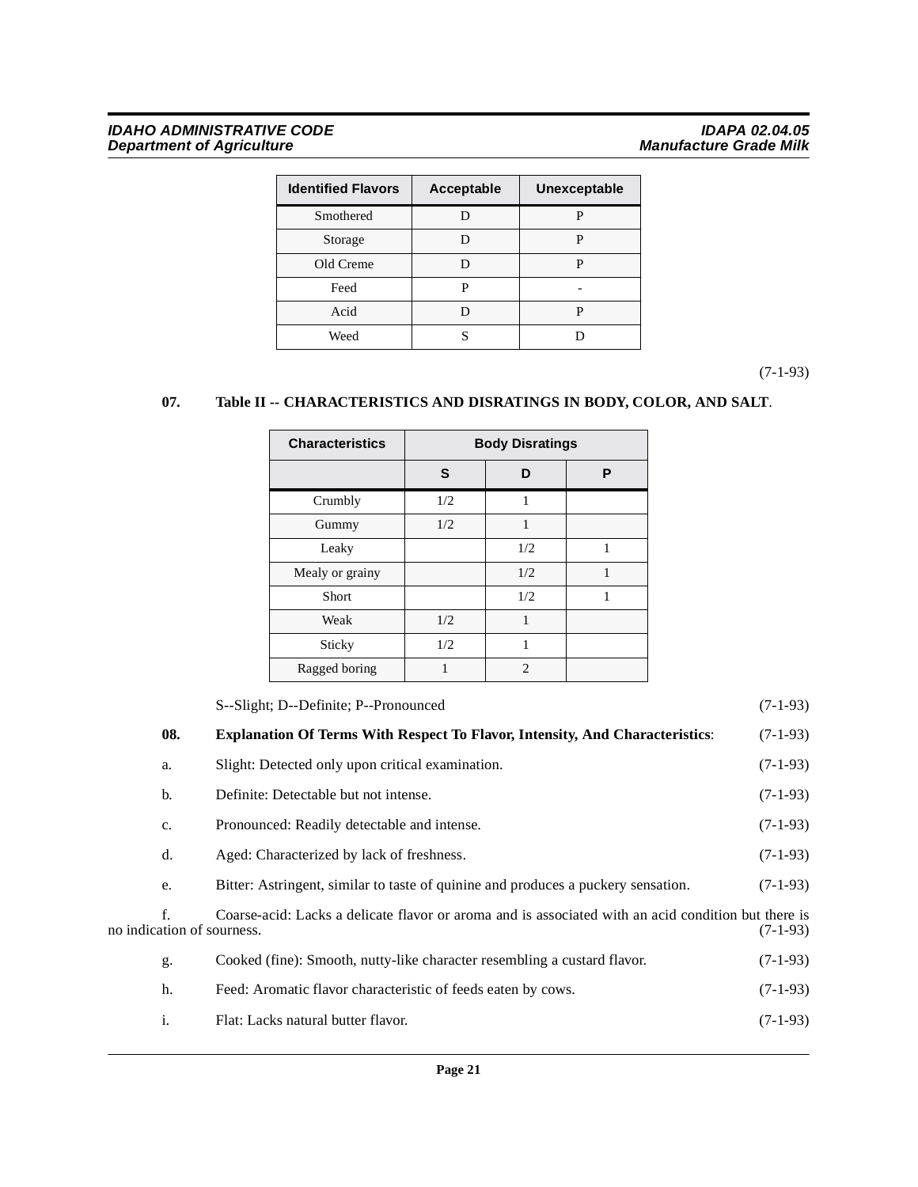| Identified Flavors | Acceptable | Unexceptable |
|---|---|---|
| Smothered | D | P |
| Storage | D | P |
| Old Creme | D | P |
| Feed | P | - |
| Acid | D | P |
| Weed | S | D |

(7-1-93)

**07. Table II -- CHARACTERISTICS AND DISRATINGS IN BODY, COLOR, AND SALT**.

| Characteristics | Body Disratings | | |
|---|---|---|---|
| | S | D | P |
| Crumbly | 1/2 | 1 | |
| Gummy | 1/2 | 1 | |
| Leaky | | 1/2 | 1 |
| Mealy or grainy | | 1/2 | 1 |
| Short | | 1/2 | 1 |
| Weak | 1/2 | 1 | |
| Sticky | 1/2 | 1 | |
| Ragged boring | 1 | 2 | |

S--Slight; D--Definite; P--Pronounced (7-1-93)

**08. Explanation Of Terms With Respect To Flavor, Intensity, And Characteristics**: (7-1-93)

a. Slight: Detected only upon critical examination. (7-1-93)

b. Definite: Detectable but not intense. (7-1-93)

c. Pronounced: Readily detectable and intense. (7-1-93)

d. Aged: Characterized by lack of freshness. (7-1-93)

e. Bitter: Astringent, similar to taste of quinine and produces a puckery sensation. (7-1-93)

f. Coarse-acid: Lacks a delicate flavor or aroma and is associated with an acid condition but there is no indication of sourness. (7-1-93)

g. Cooked (fine): Smooth, nutty-like character resembling a custard flavor. (7-1-93)

h. Feed: Aromatic flavor characteristic of feeds eaten by cows. (7-1-93)

i. Flat: Lacks natural butter flavor. (7-1-93)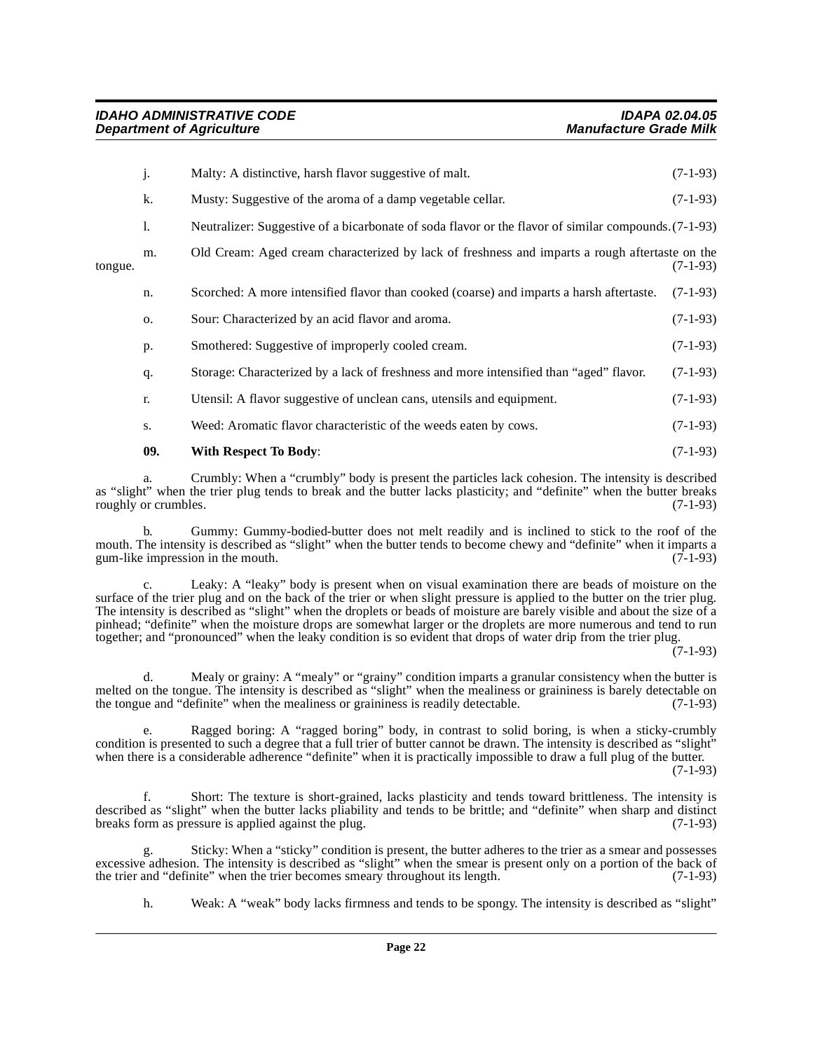j. Malty: A distinctive, harsh flavor suggestive of malt. (7-1-93)

k. Musty: Suggestive of the aroma of a damp vegetable cellar. (7-1-93)

l. Neutralizer: Suggestive of a bicarbonate of soda flavor or the flavor of similar compounds. (7-1-93)

m. Old Cream: Aged cream characterized by lack of freshness and imparts a rough aftertaste on the tongue. (7-1-93)

n. Scorched: A more intensified flavor than cooked (coarse) and imparts a harsh aftertaste. (7-1-93)

o. Sour: Characterized by an acid flavor and aroma. (7-1-93)

p. Smothered: Suggestive of improperly cooled cream. (7-1-93)

q. Storage: Characterized by a lack of freshness and more intensified than "aged" flavor. (7-1-93)

r. Utensil: A flavor suggestive of unclean cans, utensils and equipment. (7-1-93)

s. Weed: Aromatic flavor characteristic of the weeds eaten by cows. (7-1-93)

**09. With Respect To Body**: (7-1-93)

a. Crumbly: When a "crumbly" body is present the particles lack cohesion. The intensity is described as "slight" when the trier plug tends to break and the butter lacks plasticity; and "definite" when the butter breaks roughly or crumbles. (7-1-93)

b. Gummy: Gummy-bodied-butter does not melt readily and is inclined to stick to the roof of the mouth. The intensity is described as "slight" when the butter tends to become chewy and "definite" when it imparts a gum-like impression in the mouth. (7-1-93)

c. Leaky: A "leaky" body is present when on visual examination there are beads of moisture on the surface of the trier plug and on the back of the trier or when slight pressure is applied to the butter on the trier plug. The intensity is described as "slight" when the droplets or beads of moisture are barely visible and about the size of a pinhead; "definite" when the moisture drops are somewhat larger or the droplets are more numerous and tend to run together; and "pronounced" when the leaky condition is so evident that drops of water drip from the trier plug. (7-1-93)

d. Mealy or grainy: A "mealy" or "grainy" condition imparts a granular consistency when the butter is melted on the tongue. The intensity is described as "slight" when the mealiness or graininess is barely detectable on the tongue and "definite" when the mealiness or graininess is readily detectable. (7-1-93)

e. Ragged boring: A "ragged boring" body, in contrast to solid boring, is when a sticky-crumbly condition is presented to such a degree that a full trier of butter cannot be drawn. The intensity is described as "slight" when there is a considerable adherence "definite" when it is practically impossible to draw a full plug of the butter. (7-1-93)

f. Short: The texture is short-grained, lacks plasticity and tends toward brittleness. The intensity is described as "slight" when the butter lacks pliability and tends to be brittle; and "definite" when sharp and distinct breaks form as pressure is applied against the plug. (7-1-93)

g. Sticky: When a "sticky" condition is present, the butter adheres to the trier as a smear and possesses excessive adhesion. The intensity is described as "slight" when the smear is present only on a portion of the back of the trier and "definite" when the trier becomes smeary throughout its length. (7-1-93)

h. Weak: A "weak" body lacks firmness and tends to be spongy. The intensity is described as "slight"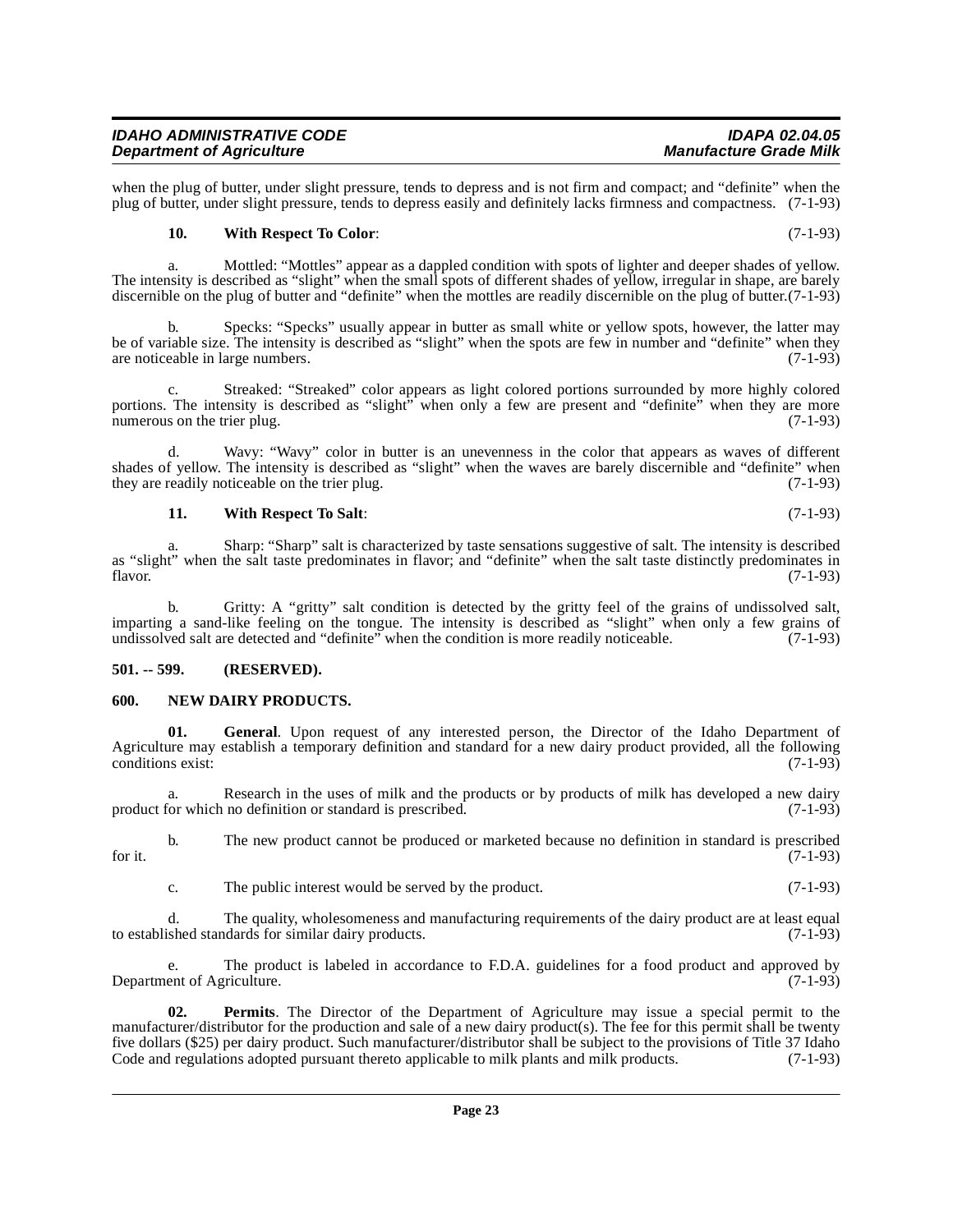when the plug of butter, under slight pressure, tends to depress and is not firm and compact; and "definite" when the plug of butter, under slight pressure, tends to depress easily and definitely lacks firmness and compactness. (7-1-93)

**10. With Respect To Color**: (7-1-93)

a. Mottled: "Mottles" appear as a dappled condition with spots of lighter and deeper shades of yellow. The intensity is described as "slight" when the small spots of different shades of yellow, irregular in shape, are barely discernible on the plug of butter and "definite" when the mottles are readily discernible on the plug of butter. (7-1-93)

b. Specks: "Specks" usually appear in butter as small white or yellow spots, however, the latter may be of variable size. The intensity is described as "slight" when the spots are few in number and "definite" when they are noticeable in large numbers. (7-1-93)

c. Streaked: "Streaked" color appears as light colored portions surrounded by more highly colored portions. The intensity is described as "slight" when only a few are present and "definite" when they are more numerous on the trier plug. (7-1-93)

d. Wavy: "Wavy" color in butter is an unevenness in the color that appears as waves of different shades of yellow. The intensity is described as "slight" when the waves are barely discernible and "definite" when they are readily noticeable on the trier plug. (7-1-93)

**11. With Respect To Salt**: (7-1-93)

a. Sharp: "Sharp" salt is characterized by taste sensations suggestive of salt. The intensity is described as "slight" when the salt taste predominates in flavor; and "definite" when the salt taste distinctly predominates in flavor. (7-1-93)

b. Gritty: A "gritty" salt condition is detected by the gritty feel of the grains of undissolved salt, imparting a sand-like feeling on the tongue. The intensity is described as "slight" when only a few grains of undissolved salt are detected and "definite" when the condition is more readily noticeable. (7-1-93)

## 501. -- 599. (RESERVED).

## 600. NEW DAIRY PRODUCTS.

**01. General**. Upon request of any interested person, the Director of the Idaho Department of Agriculture may establish a temporary definition and standard for a new dairy product provided, all the following conditions exist: (7-1-93)

a. Research in the uses of milk and the products or by products of milk has developed a new dairy product for which no definition or standard is prescribed. (7-1-93)

b. The new product cannot be produced or marketed because no definition in standard is prescribed for it. (7-1-93)

c. The public interest would be served by the product. (7-1-93)

d. The quality, wholesomeness and manufacturing requirements of the dairy product are at least equal to established standards for similar dairy products. (7-1-93)

e. The product is labeled in accordance to F.D.A. guidelines for a food product and approved by Department of Agriculture. (7-1-93)

**02. Permits**. The Director of the Department of Agriculture may issue a special permit to the manufacturer/distributor for the production and sale of a new dairy product(s). The fee for this permit shall be twenty five dollars ($25) per dairy product. Such manufacturer/distributor shall be subject to the provisions of Title 37 Idaho Code and regulations adopted pursuant thereto applicable to milk plants and milk products. (7-1-93)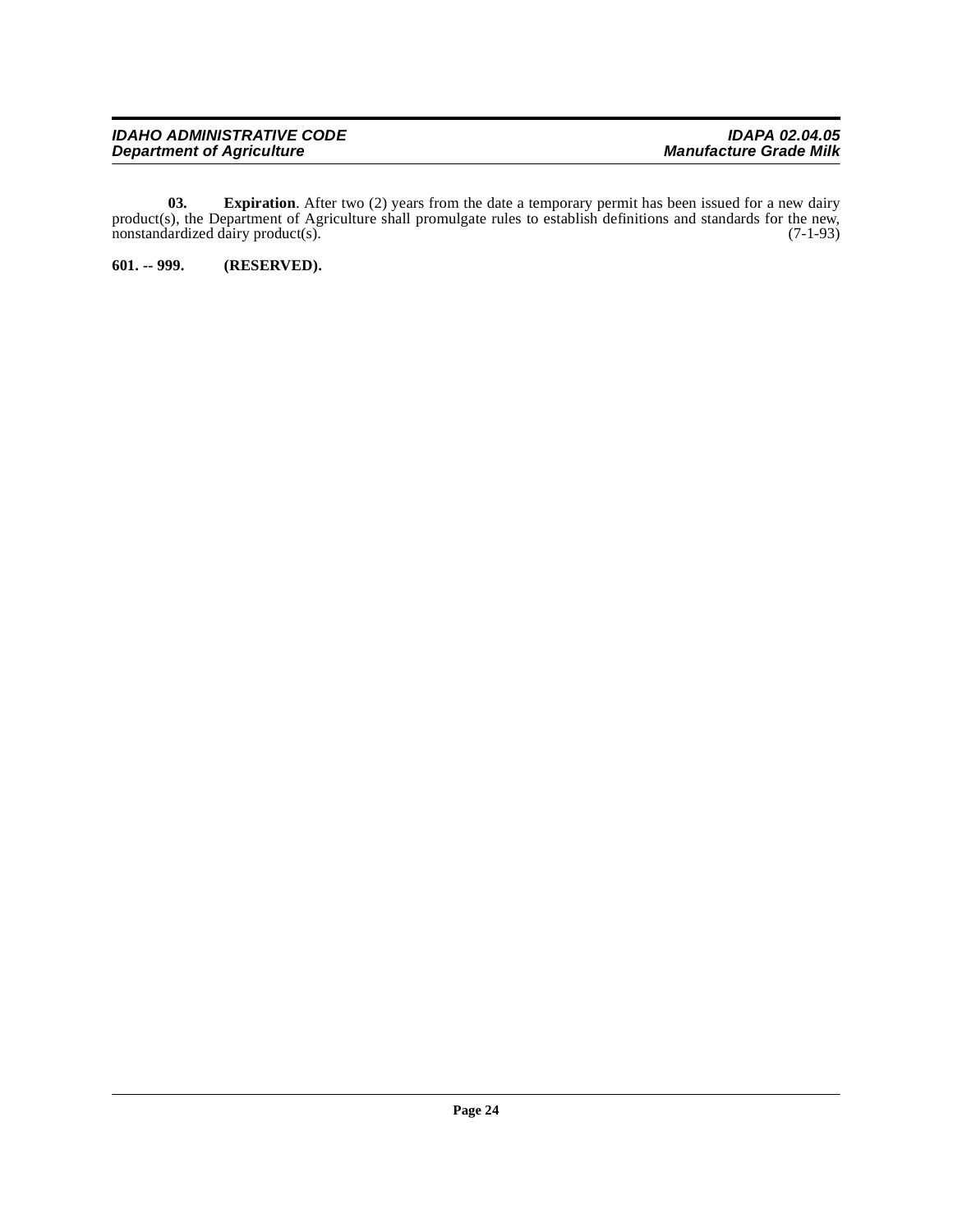**03. Expiration**. After two (2) years from the date a temporary permit has been issued for a new dairy product(s), the Department of Agriculture shall promulgate rules to establish definitions and standards for the new, nonstandardized dairy product(s). (7-1-93)

**601. -- 999. (RESERVED).**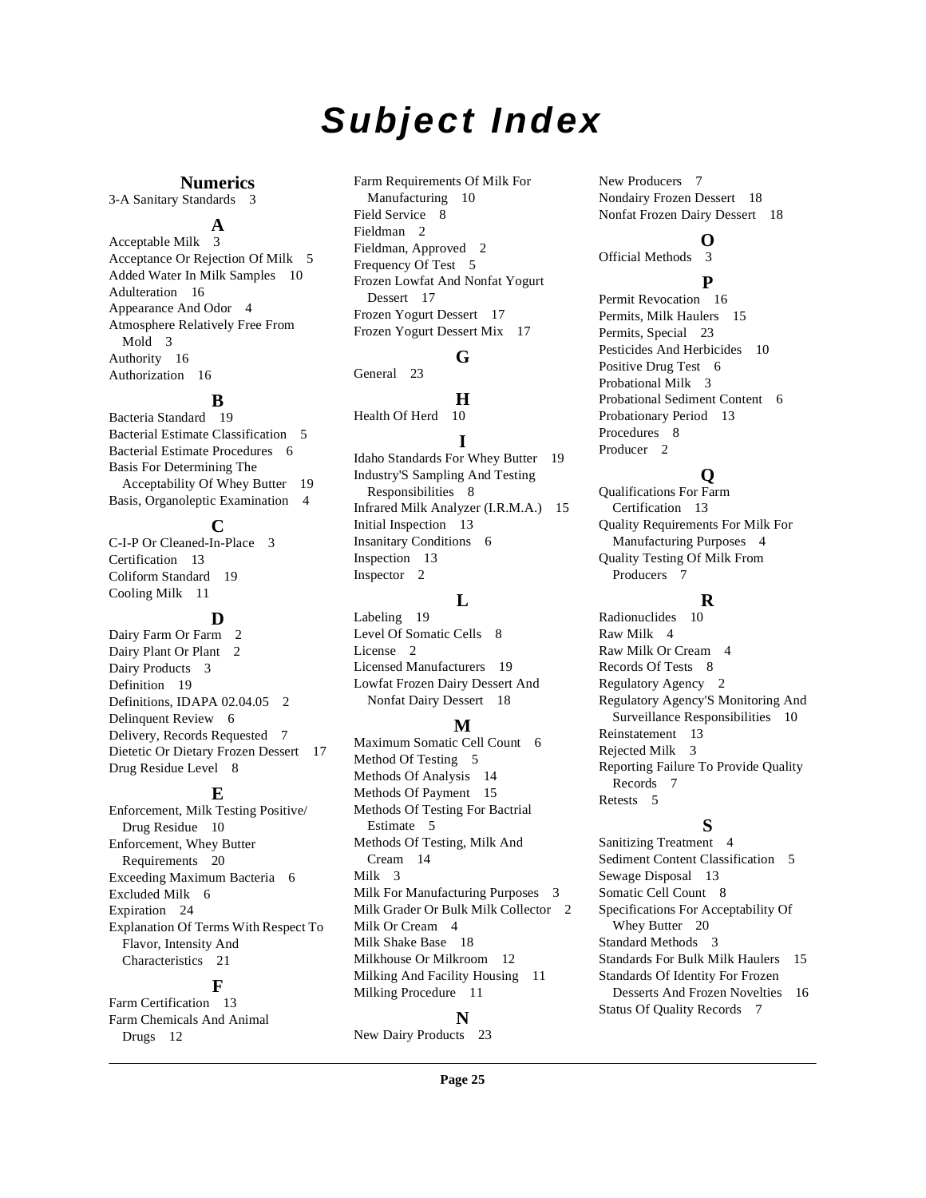# Subject Index

## Numerics

3-A Sanitary Standards 3

## A

Acceptable Milk 3
Acceptance Or Rejection Of Milk 5
Added Water In Milk Samples 10
Adulteration 16
Appearance And Odor 4
Atmosphere Relatively Free From Mold 3
Authority 16
Authorization 16

## B

Bacteria Standard 19
Bacterial Estimate Classification 5
Bacterial Estimate Procedures 6
Basis For Determining The Acceptability Of Whey Butter 19
Basis, Organoleptic Examination 4

## C

C-I-P Or Cleaned-In-Place 3
Certification 13
Coliform Standard 19
Cooling Milk 11

## D

Dairy Farm Or Farm 2
Dairy Plant Or Plant 2
Dairy Products 3
Definition 19
Definitions, IDAPA 02.04.05 2
Delinquent Review 6
Delivery, Records Requested 7
Dietetic Or Dietary Frozen Dessert 17
Drug Residue Level 8

## E

Enforcement, Milk Testing Positive/ Drug Residue 10
Enforcement, Whey Butter Requirements 20
Exceeding Maximum Bacteria 6
Excluded Milk 6
Expiration 24
Explanation Of Terms With Respect To Flavor, Intensity And Characteristics 21

## F

Farm Certification 13
Farm Chemicals And Animal Drugs 12
Farm Requirements Of Milk For Manufacturing 10
Field Service 8
Fieldman 2
Fieldman, Approved 2
Frequency Of Test 5
Frozen Lowfat And Nonfat Yogurt Dessert 17
Frozen Yogurt Dessert 17
Frozen Yogurt Dessert Mix 17

## G

General 23

## H

Health Of Herd 10

## I

Idaho Standards For Whey Butter 19
Industry'S Sampling And Testing Responsibilities 8
Infrared Milk Analyzer (I.R.M.A.) 15
Initial Inspection 13
Insanitary Conditions 6
Inspection 13
Inspector 2

## L

Labeling 19
Level Of Somatic Cells 8
License 2
Licensed Manufacturers 19
Lowfat Frozen Dairy Dessert And Nonfat Dairy Dessert 18

## M

Maximum Somatic Cell Count 6
Method Of Testing 5
Methods Of Analysis 14
Methods Of Payment 15
Methods Of Testing For Bactrial Estimate 5
Methods Of Testing, Milk And Cream 14
Milk 3
Milk For Manufacturing Purposes 3
Milk Grader Or Bulk Milk Collector 2
Milk Or Cream 4
Milk Shake Base 18
Milkhouse Or Milkroom 12
Milking And Facility Housing 11
Milking Procedure 11

## N

New Dairy Products 23
New Producers 7
Nondairy Frozen Dessert 18
Nonfat Frozen Dairy Dessert 18

## O

Official Methods 3

## P

Permit Revocation 16
Permits, Milk Haulers 15
Permits, Special 23
Pesticides And Herbicides 10
Positive Drug Test 6
Probational Milk 3
Probational Sediment Content 6
Probationary Period 13
Procedures 8
Producer 2

## Q

Qualifications For Farm Certification 13
Quality Requirements For Milk For Manufacturing Purposes 4
Quality Testing Of Milk From Producers 7

## R

Radionuclides 10
Raw Milk 4
Raw Milk Or Cream 4
Records Of Tests 8
Regulatory Agency 2
Regulatory Agency'S Monitoring And Surveillance Responsibilities 10
Reinstatement 13
Rejected Milk 3
Reporting Failure To Provide Quality Records 7
Retests 5

## S

Sanitizing Treatment 4
Sediment Content Classification 5
Sewage Disposal 13
Somatic Cell Count 8
Specifications For Acceptability Of Whey Butter 20
Standard Methods 3
Standards For Bulk Milk Haulers 15
Standards Of Identity For Frozen Desserts And Frozen Novelties 16
Status Of Quality Records 7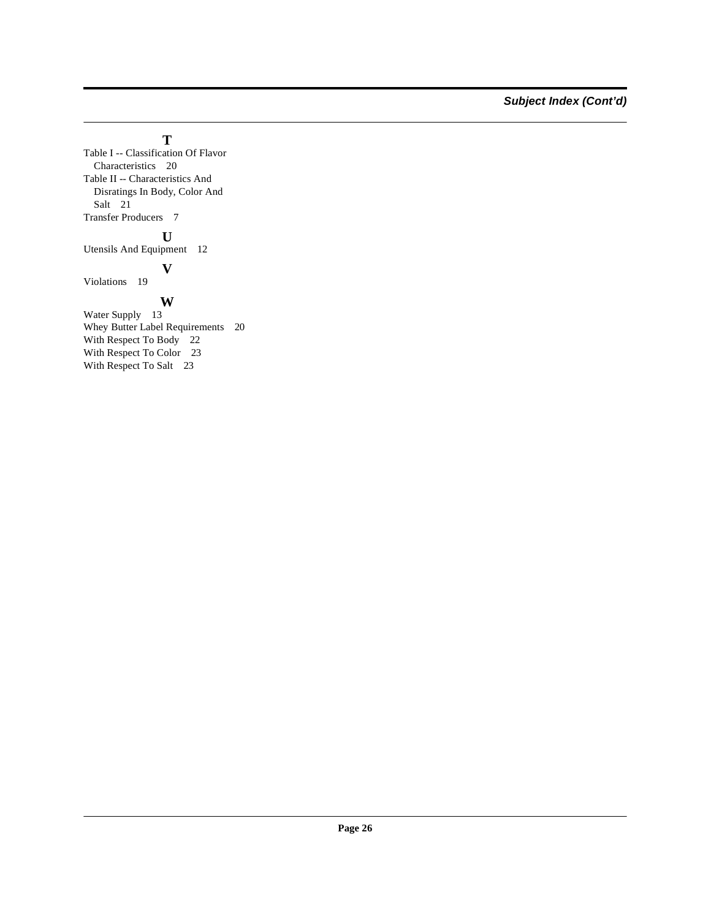## T

Table I -- Classification Of Flavor Characteristics 20

Table II -- Characteristics And Disratings In Body, Color And Salt 21

Transfer Producers 7

## U

Utensils And Equipment 12

## V

Violations 19

## W

Water Supply 13

Whey Butter Label Requirements 20

With Respect To Body 22

With Respect To Color 23

With Respect To Salt 23